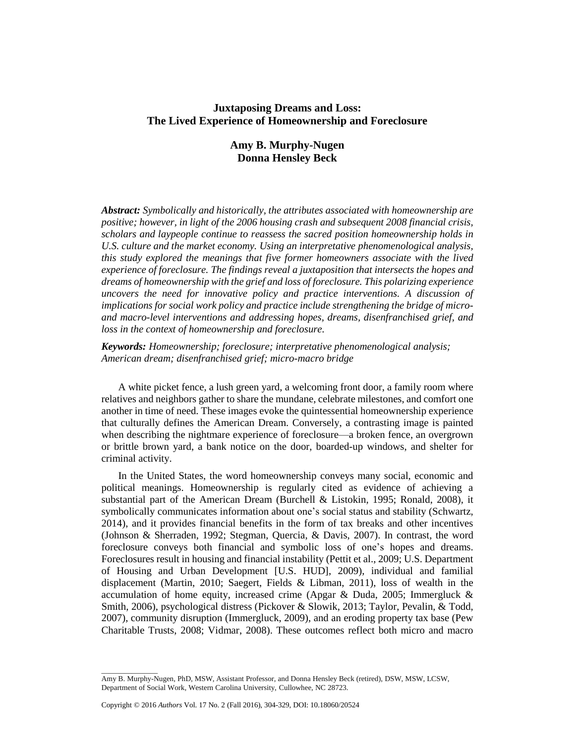# Juxtaposing Dreams and Loss: The Lived Experience of Homeownership and Foreclosure

**Amy B. Murphy-Nugen**
**Donna Hensley Beck**

***Abstract:*** *Symbolically and historically, the attributes associated with homeownership are positive; however, in light of the 2006 housing crash and subsequent 2008 financial crisis, scholars and laypeople continue to reassess the sacred position homeownership holds in U.S. culture and the market economy. Using an interpretative phenomenological analysis, this study explored the meanings that five former homeowners associate with the lived experience of foreclosure. The findings reveal a juxtaposition that intersects the hopes and dreams of homeownership with the grief and loss of foreclosure. This polarizing experience uncovers the need for innovative policy and practice interventions. A discussion of implications for social work policy and practice include strengthening the bridge of micro- and macro-level interventions and addressing hopes, dreams, disenfranchised grief, and loss in the context of homeownership and foreclosure.*

***Keywords:*** *Homeownership; foreclosure; interpretative phenomenological analysis; American dream; disenfranchised grief; micro-macro bridge*

A white picket fence, a lush green yard, a welcoming front door, a family room where relatives and neighbors gather to share the mundane, celebrate milestones, and comfort one another in time of need. These images evoke the quintessential homeownership experience that culturally defines the American Dream. Conversely, a contrasting image is painted when describing the nightmare experience of foreclosure—a broken fence, an overgrown or brittle brown yard, a bank notice on the door, boarded-up windows, and shelter for criminal activity.

In the United States, the word homeownership conveys many social, economic and political meanings. Homeownership is regularly cited as evidence of achieving a substantial part of the American Dream (Burchell & Listokin, 1995; Ronald, 2008), it symbolically communicates information about one's social status and stability (Schwartz, 2014), and it provides financial benefits in the form of tax breaks and other incentives (Johnson & Sherraden, 1992; Stegman, Quercia, & Davis, 2007). In contrast, the word foreclosure conveys both financial and symbolic loss of one's hopes and dreams. Foreclosures result in housing and financial instability (Pettit et al., 2009; U.S. Department of Housing and Urban Development [U.S. HUD], 2009), individual and familial displacement (Martin, 2010; Saegert, Fields & Libman, 2011), loss of wealth in the accumulation of home equity, increased crime (Apgar & Duda, 2005; Immergluck & Smith, 2006), psychological distress (Pickover & Slowik, 2013; Taylor, Pevalin, & Todd, 2007), community disruption (Immergluck, 2009), and an eroding property tax base (Pew Charitable Trusts, 2008; Vidmar, 2008). These outcomes reflect both micro and macro

---

Amy B. Murphy-Nugen, PhD, MSW, Assistant Professor, and Donna Hensley Beck (retired), DSW, MSW, LCSW, Department of Social Work, Western Carolina University, Cullowhee, NC 28723.

Copyright © 2016 *Authors* Vol. 17 No. 2 (Fall 2016), 304-329, DOI: 10.18060/20524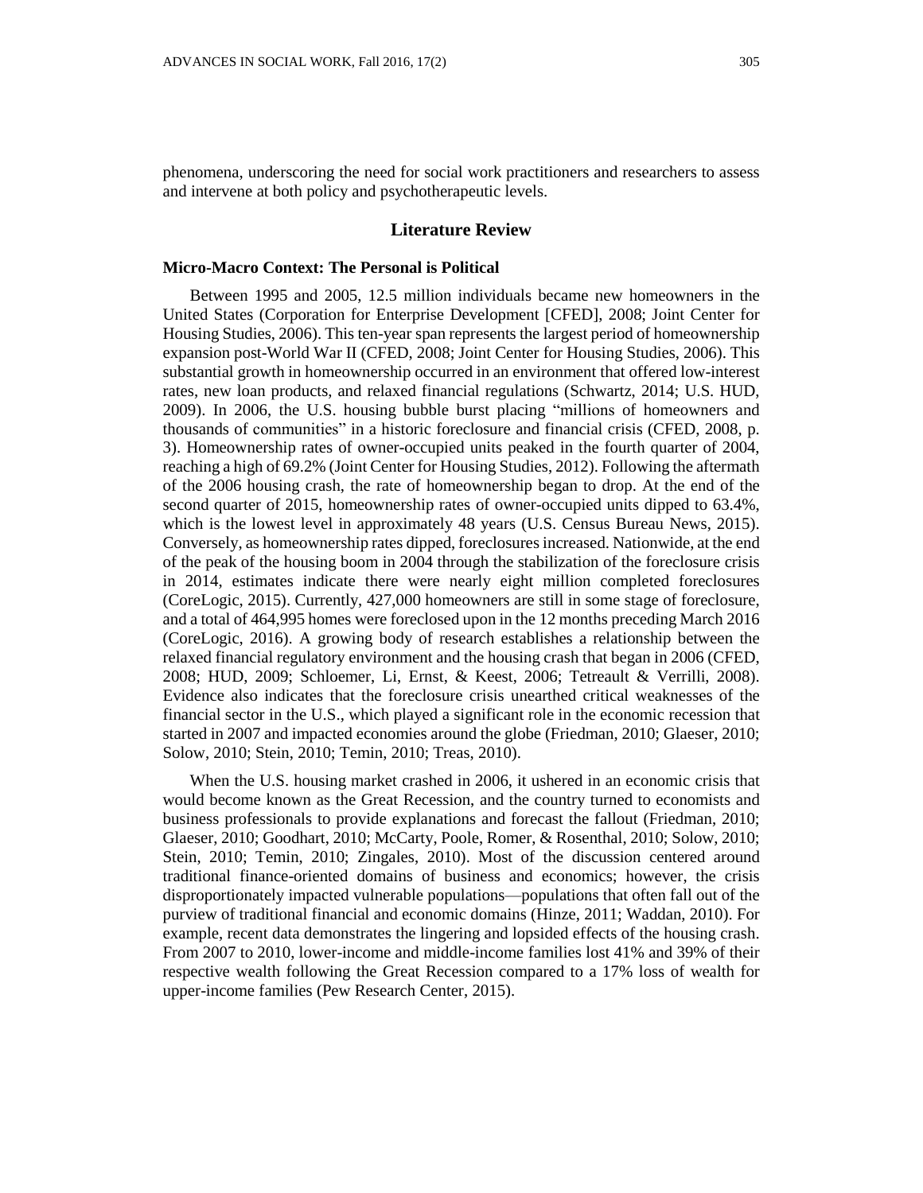phenomena, underscoring the need for social work practitioners and researchers to assess and intervene at both policy and psychotherapeutic levels.

## Literature Review

### Micro-Macro Context: The Personal is Political

Between 1995 and 2005, 12.5 million individuals became new homeowners in the United States (Corporation for Enterprise Development [CFED], 2008; Joint Center for Housing Studies, 2006). This ten-year span represents the largest period of homeownership expansion post-World War II (CFED, 2008; Joint Center for Housing Studies, 2006). This substantial growth in homeownership occurred in an environment that offered low-interest rates, new loan products, and relaxed financial regulations (Schwartz, 2014; U.S. HUD, 2009). In 2006, the U.S. housing bubble burst placing "millions of homeowners and thousands of communities" in a historic foreclosure and financial crisis (CFED, 2008, p. 3). Homeownership rates of owner-occupied units peaked in the fourth quarter of 2004, reaching a high of 69.2% (Joint Center for Housing Studies, 2012). Following the aftermath of the 2006 housing crash, the rate of homeownership began to drop. At the end of the second quarter of 2015, homeownership rates of owner-occupied units dipped to 63.4%, which is the lowest level in approximately 48 years (U.S. Census Bureau News, 2015). Conversely, as homeownership rates dipped, foreclosures increased. Nationwide, at the end of the peak of the housing boom in 2004 through the stabilization of the foreclosure crisis in 2014, estimates indicate there were nearly eight million completed foreclosures (CoreLogic, 2015). Currently, 427,000 homeowners are still in some stage of foreclosure, and a total of 464,995 homes were foreclosed upon in the 12 months preceding March 2016 (CoreLogic, 2016). A growing body of research establishes a relationship between the relaxed financial regulatory environment and the housing crash that began in 2006 (CFED, 2008; HUD, 2009; Schloemer, Li, Ernst, & Keest, 2006; Tetreault & Verrilli, 2008). Evidence also indicates that the foreclosure crisis unearthed critical weaknesses of the financial sector in the U.S., which played a significant role in the economic recession that started in 2007 and impacted economies around the globe (Friedman, 2010; Glaeser, 2010; Solow, 2010; Stein, 2010; Temin, 2010; Treas, 2010).

When the U.S. housing market crashed in 2006, it ushered in an economic crisis that would become known as the Great Recession, and the country turned to economists and business professionals to provide explanations and forecast the fallout (Friedman, 2010; Glaeser, 2010; Goodhart, 2010; McCarty, Poole, Romer, & Rosenthal, 2010; Solow, 2010; Stein, 2010; Temin, 2010; Zingales, 2010). Most of the discussion centered around traditional finance-oriented domains of business and economics; however, the crisis disproportionately impacted vulnerable populations—populations that often fall out of the purview of traditional financial and economic domains (Hinze, 2011; Waddan, 2010). For example, recent data demonstrates the lingering and lopsided effects of the housing crash. From 2007 to 2010, lower-income and middle-income families lost 41% and 39% of their respective wealth following the Great Recession compared to a 17% loss of wealth for upper-income families (Pew Research Center, 2015).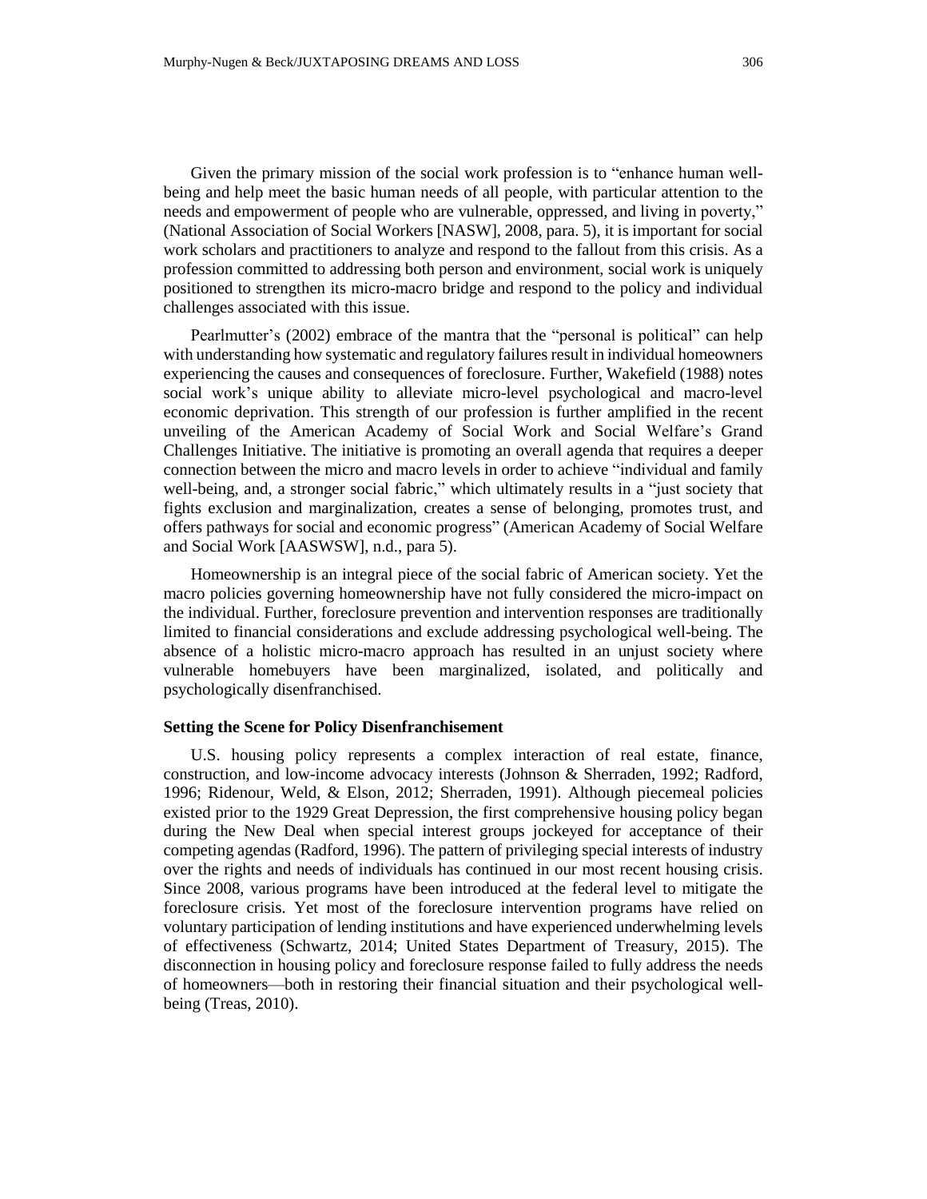Given the primary mission of the social work profession is to "enhance human well-being and help meet the basic human needs of all people, with particular attention to the needs and empowerment of people who are vulnerable, oppressed, and living in poverty," (National Association of Social Workers [NASW], 2008, para. 5), it is important for social work scholars and practitioners to analyze and respond to the fallout from this crisis. As a profession committed to addressing both person and environment, social work is uniquely positioned to strengthen its micro-macro bridge and respond to the policy and individual challenges associated with this issue.

Pearlmutter's (2002) embrace of the mantra that the "personal is political" can help with understanding how systematic and regulatory failures result in individual homeowners experiencing the causes and consequences of foreclosure. Further, Wakefield (1988) notes social work's unique ability to alleviate micro-level psychological and macro-level economic deprivation. This strength of our profession is further amplified in the recent unveiling of the American Academy of Social Work and Social Welfare's Grand Challenges Initiative. The initiative is promoting an overall agenda that requires a deeper connection between the micro and macro levels in order to achieve "individual and family well-being, and, a stronger social fabric," which ultimately results in a "just society that fights exclusion and marginalization, creates a sense of belonging, promotes trust, and offers pathways for social and economic progress" (American Academy of Social Welfare and Social Work [AASWSW], n.d., para 5).

Homeownership is an integral piece of the social fabric of American society. Yet the macro policies governing homeownership have not fully considered the micro-impact on the individual. Further, foreclosure prevention and intervention responses are traditionally limited to financial considerations and exclude addressing psychological well-being. The absence of a holistic micro-macro approach has resulted in an unjust society where vulnerable homebuyers have been marginalized, isolated, and politically and psychologically disenfranchised.

**Setting the Scene for Policy Disenfranchisement**

U.S. housing policy represents a complex interaction of real estate, finance, construction, and low-income advocacy interests (Johnson & Sherraden, 1992; Radford, 1996; Ridenour, Weld, & Elson, 2012; Sherraden, 1991). Although piecemeal policies existed prior to the 1929 Great Depression, the first comprehensive housing policy began during the New Deal when special interest groups jockeyed for acceptance of their competing agendas (Radford, 1996). The pattern of privileging special interests of industry over the rights and needs of individuals has continued in our most recent housing crisis. Since 2008, various programs have been introduced at the federal level to mitigate the foreclosure crisis. Yet most of the foreclosure intervention programs have relied on voluntary participation of lending institutions and have experienced underwhelming levels of effectiveness (Schwartz, 2014; United States Department of Treasury, 2015). The disconnection in housing policy and foreclosure response failed to fully address the needs of homeowners—both in restoring their financial situation and their psychological well-being (Treas, 2010).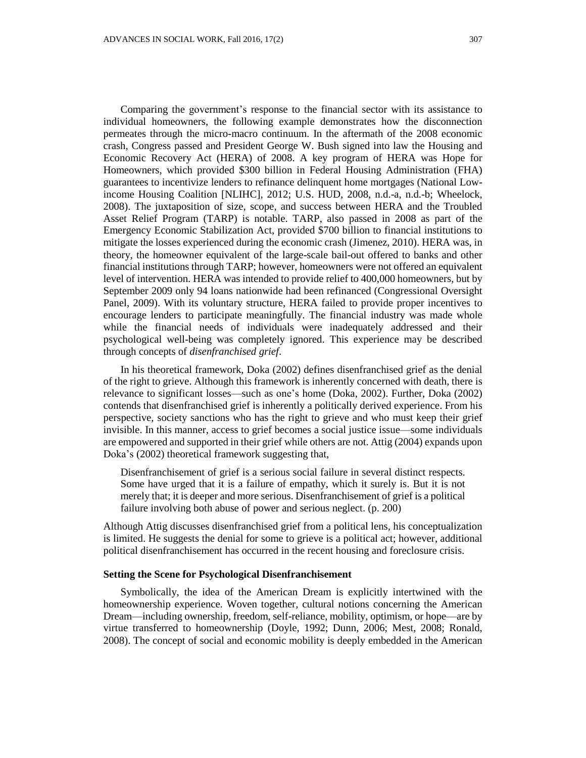Comparing the government's response to the financial sector with its assistance to individual homeowners, the following example demonstrates how the disconnection permeates through the micro-macro continuum. In the aftermath of the 2008 economic crash, Congress passed and President George W. Bush signed into law the Housing and Economic Recovery Act (HERA) of 2008. A key program of HERA was Hope for Homeowners, which provided $300 billion in Federal Housing Administration (FHA) guarantees to incentivize lenders to refinance delinquent home mortgages (National Low-income Housing Coalition [NLIHC], 2012; U.S. HUD, 2008, n.d.-a, n.d.-b; Wheelock, 2008). The juxtaposition of size, scope, and success between HERA and the Troubled Asset Relief Program (TARP) is notable. TARP, also passed in 2008 as part of the Emergency Economic Stabilization Act, provided $700 billion to financial institutions to mitigate the losses experienced during the economic crash (Jimenez, 2010). HERA was, in theory, the homeowner equivalent of the large-scale bail-out offered to banks and other financial institutions through TARP; however, homeowners were not offered an equivalent level of intervention. HERA was intended to provide relief to 400,000 homeowners, but by September 2009 only 94 loans nationwide had been refinanced (Congressional Oversight Panel, 2009). With its voluntary structure, HERA failed to provide proper incentives to encourage lenders to participate meaningfully. The financial industry was made whole while the financial needs of individuals were inadequately addressed and their psychological well-being was completely ignored. This experience may be described through concepts of *disenfranchised grief*.

In his theoretical framework, Doka (2002) defines disenfranchised grief as the denial of the right to grieve. Although this framework is inherently concerned with death, there is relevance to significant losses—such as one's home (Doka, 2002). Further, Doka (2002) contends that disenfranchised grief is inherently a politically derived experience. From his perspective, society sanctions who has the right to grieve and who must keep their grief invisible. In this manner, access to grief becomes a social justice issue—some individuals are empowered and supported in their grief while others are not. Attig (2004) expands upon Doka's (2002) theoretical framework suggesting that,

> Disenfranchisement of grief is a serious social failure in several distinct respects. Some have urged that it is a failure of empathy, which it surely is. But it is not merely that; it is deeper and more serious. Disenfranchisement of grief is a political failure involving both abuse of power and serious neglect. (p. 200)

Although Attig discusses disenfranchised grief from a political lens, his conceptualization is limited. He suggests the denial for some to grieve is a political act; however, additional political disenfranchisement has occurred in the recent housing and foreclosure crisis.

### Setting the Scene for Psychological Disenfranchisement

Symbolically, the idea of the American Dream is explicitly intertwined with the homeownership experience. Woven together, cultural notions concerning the American Dream—including ownership, freedom, self-reliance, mobility, optimism, or hope—are by virtue transferred to homeownership (Doyle, 1992; Dunn, 2006; Mest, 2008; Ronald, 2008). The concept of social and economic mobility is deeply embedded in the American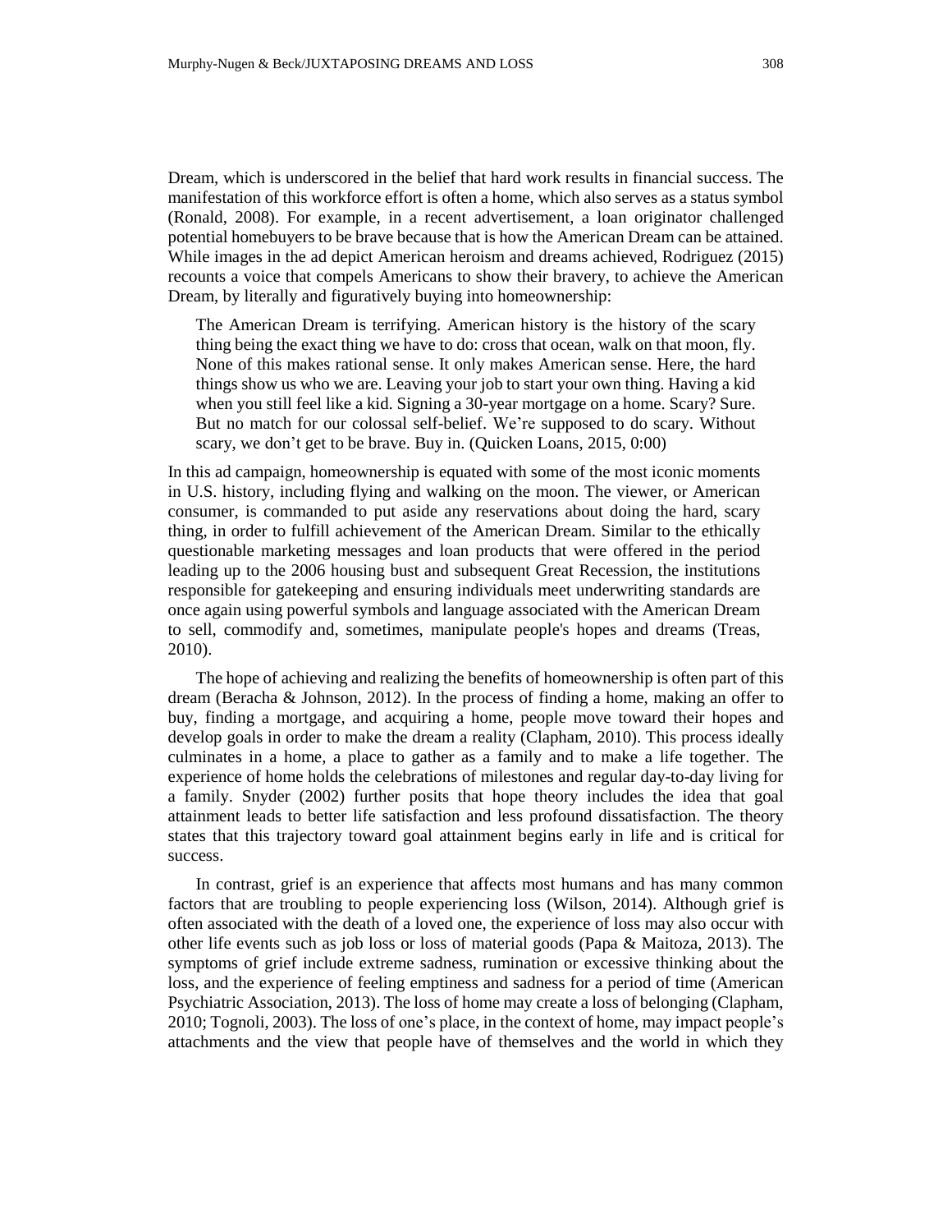Dream, which is underscored in the belief that hard work results in financial success. The manifestation of this workforce effort is often a home, which also serves as a status symbol (Ronald, 2008). For example, in a recent advertisement, a loan originator challenged potential homebuyers to be brave because that is how the American Dream can be attained. While images in the ad depict American heroism and dreams achieved, Rodriguez (2015) recounts a voice that compels Americans to show their bravery, to achieve the American Dream, by literally and figuratively buying into homeownership:

> The American Dream is terrifying. American history is the history of the scary thing being the exact thing we have to do: cross that ocean, walk on that moon, fly. None of this makes rational sense. It only makes American sense. Here, the hard things show us who we are. Leaving your job to start your own thing. Having a kid when you still feel like a kid. Signing a 30-year mortgage on a home. Scary? Sure. But no match for our colossal self-belief. We're supposed to do scary. Without scary, we don't get to be brave. Buy in. (Quicken Loans, 2015, 0:00)

In this ad campaign, homeownership is equated with some of the most iconic moments in U.S. history, including flying and walking on the moon. The viewer, or American consumer, is commanded to put aside any reservations about doing the hard, scary thing, in order to fulfill achievement of the American Dream. Similar to the ethically questionable marketing messages and loan products that were offered in the period leading up to the 2006 housing bust and subsequent Great Recession, the institutions responsible for gatekeeping and ensuring individuals meet underwriting standards are once again using powerful symbols and language associated with the American Dream to sell, commodify and, sometimes, manipulate people's hopes and dreams (Treas, 2010).

The hope of achieving and realizing the benefits of homeownership is often part of this dream (Beracha & Johnson, 2012). In the process of finding a home, making an offer to buy, finding a mortgage, and acquiring a home, people move toward their hopes and develop goals in order to make the dream a reality (Clapham, 2010). This process ideally culminates in a home, a place to gather as a family and to make a life together. The experience of home holds the celebrations of milestones and regular day-to-day living for a family. Snyder (2002) further posits that hope theory includes the idea that goal attainment leads to better life satisfaction and less profound dissatisfaction. The theory states that this trajectory toward goal attainment begins early in life and is critical for success.

In contrast, grief is an experience that affects most humans and has many common factors that are troubling to people experiencing loss (Wilson, 2014). Although grief is often associated with the death of a loved one, the experience of loss may also occur with other life events such as job loss or loss of material goods (Papa & Maitoza, 2013). The symptoms of grief include extreme sadness, rumination or excessive thinking about the loss, and the experience of feeling emptiness and sadness for a period of time (American Psychiatric Association, 2013). The loss of home may create a loss of belonging (Clapham, 2010; Tognoli, 2003). The loss of one's place, in the context of home, may impact people's attachments and the view that people have of themselves and the world in which they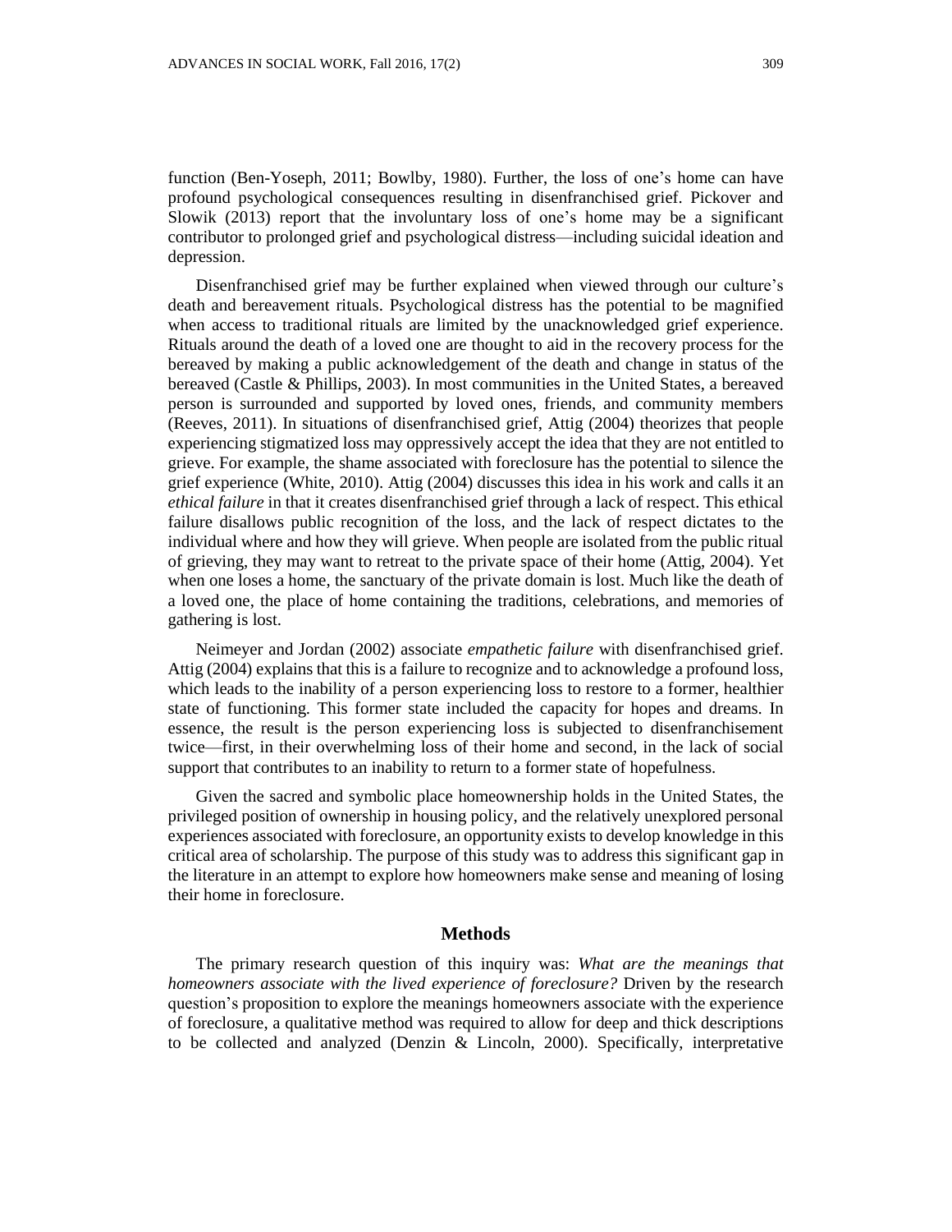function (Ben-Yoseph, 2011; Bowlby, 1980). Further, the loss of one's home can have profound psychological consequences resulting in disenfranchised grief. Pickover and Slowik (2013) report that the involuntary loss of one's home may be a significant contributor to prolonged grief and psychological distress—including suicidal ideation and depression.

Disenfranchised grief may be further explained when viewed through our culture's death and bereavement rituals. Psychological distress has the potential to be magnified when access to traditional rituals are limited by the unacknowledged grief experience. Rituals around the death of a loved one are thought to aid in the recovery process for the bereaved by making a public acknowledgement of the death and change in status of the bereaved (Castle & Phillips, 2003). In most communities in the United States, a bereaved person is surrounded and supported by loved ones, friends, and community members (Reeves, 2011). In situations of disenfranchised grief, Attig (2004) theorizes that people experiencing stigmatized loss may oppressively accept the idea that they are not entitled to grieve. For example, the shame associated with foreclosure has the potential to silence the grief experience (White, 2010). Attig (2004) discusses this idea in his work and calls it an *ethical failure* in that it creates disenfranchised grief through a lack of respect. This ethical failure disallows public recognition of the loss, and the lack of respect dictates to the individual where and how they will grieve. When people are isolated from the public ritual of grieving, they may want to retreat to the private space of their home (Attig, 2004). Yet when one loses a home, the sanctuary of the private domain is lost. Much like the death of a loved one, the place of home containing the traditions, celebrations, and memories of gathering is lost.

Neimeyer and Jordan (2002) associate *empathetic failure* with disenfranchised grief. Attig (2004) explains that this is a failure to recognize and to acknowledge a profound loss, which leads to the inability of a person experiencing loss to restore to a former, healthier state of functioning. This former state included the capacity for hopes and dreams. In essence, the result is the person experiencing loss is subjected to disenfranchisement twice—first, in their overwhelming loss of their home and second, in the lack of social support that contributes to an inability to return to a former state of hopefulness.

Given the sacred and symbolic place homeownership holds in the United States, the privileged position of ownership in housing policy, and the relatively unexplored personal experiences associated with foreclosure, an opportunity exists to develop knowledge in this critical area of scholarship. The purpose of this study was to address this significant gap in the literature in an attempt to explore how homeowners make sense and meaning of losing their home in foreclosure.

## Methods

The primary research question of this inquiry was: *What are the meanings that homeowners associate with the lived experience of foreclosure?* Driven by the research question's proposition to explore the meanings homeowners associate with the experience of foreclosure, a qualitative method was required to allow for deep and thick descriptions to be collected and analyzed (Denzin & Lincoln, 2000). Specifically, interpretative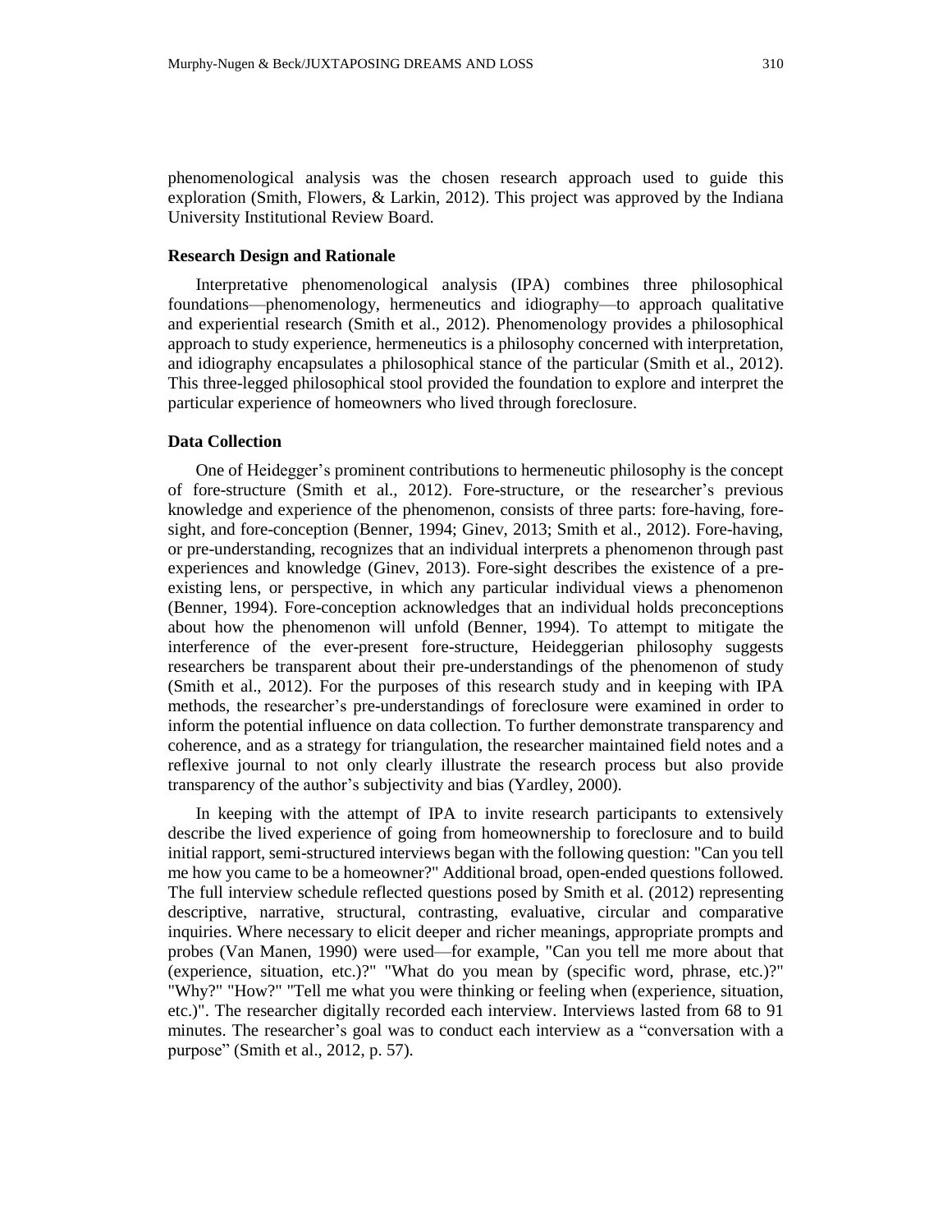phenomenological analysis was the chosen research approach used to guide this exploration (Smith, Flowers, & Larkin, 2012). This project was approved by the Indiana University Institutional Review Board.

### Research Design and Rationale

Interpretative phenomenological analysis (IPA) combines three philosophical foundations—phenomenology, hermeneutics and idiography—to approach qualitative and experiential research (Smith et al., 2012). Phenomenology provides a philosophical approach to study experience, hermeneutics is a philosophy concerned with interpretation, and idiography encapsulates a philosophical stance of the particular (Smith et al., 2012). This three-legged philosophical stool provided the foundation to explore and interpret the particular experience of homeowners who lived through foreclosure.

### Data Collection

One of Heidegger's prominent contributions to hermeneutic philosophy is the concept of fore-structure (Smith et al., 2012). Fore-structure, or the researcher's previous knowledge and experience of the phenomenon, consists of three parts: fore-having, fore-sight, and fore-conception (Benner, 1994; Ginev, 2013; Smith et al., 2012). Fore-having, or pre-understanding, recognizes that an individual interprets a phenomenon through past experiences and knowledge (Ginev, 2013). Fore-sight describes the existence of a pre-existing lens, or perspective, in which any particular individual views a phenomenon (Benner, 1994). Fore-conception acknowledges that an individual holds preconceptions about how the phenomenon will unfold (Benner, 1994). To attempt to mitigate the interference of the ever-present fore-structure, Heideggerian philosophy suggests researchers be transparent about their pre-understandings of the phenomenon of study (Smith et al., 2012). For the purposes of this research study and in keeping with IPA methods, the researcher's pre-understandings of foreclosure were examined in order to inform the potential influence on data collection. To further demonstrate transparency and coherence, and as a strategy for triangulation, the researcher maintained field notes and a reflexive journal to not only clearly illustrate the research process but also provide transparency of the author's subjectivity and bias (Yardley, 2000).

In keeping with the attempt of IPA to invite research participants to extensively describe the lived experience of going from homeownership to foreclosure and to build initial rapport, semi-structured interviews began with the following question: "Can you tell me how you came to be a homeowner?" Additional broad, open-ended questions followed. The full interview schedule reflected questions posed by Smith et al. (2012) representing descriptive, narrative, structural, contrasting, evaluative, circular and comparative inquiries. Where necessary to elicit deeper and richer meanings, appropriate prompts and probes (Van Manen, 1990) were used—for example, "Can you tell me more about that (experience, situation, etc.)?" "What do you mean by (specific word, phrase, etc.)?" "Why?" "How?" "Tell me what you were thinking or feeling when (experience, situation, etc.)". The researcher digitally recorded each interview. Interviews lasted from 68 to 91 minutes. The researcher's goal was to conduct each interview as a "conversation with a purpose" (Smith et al., 2012, p. 57).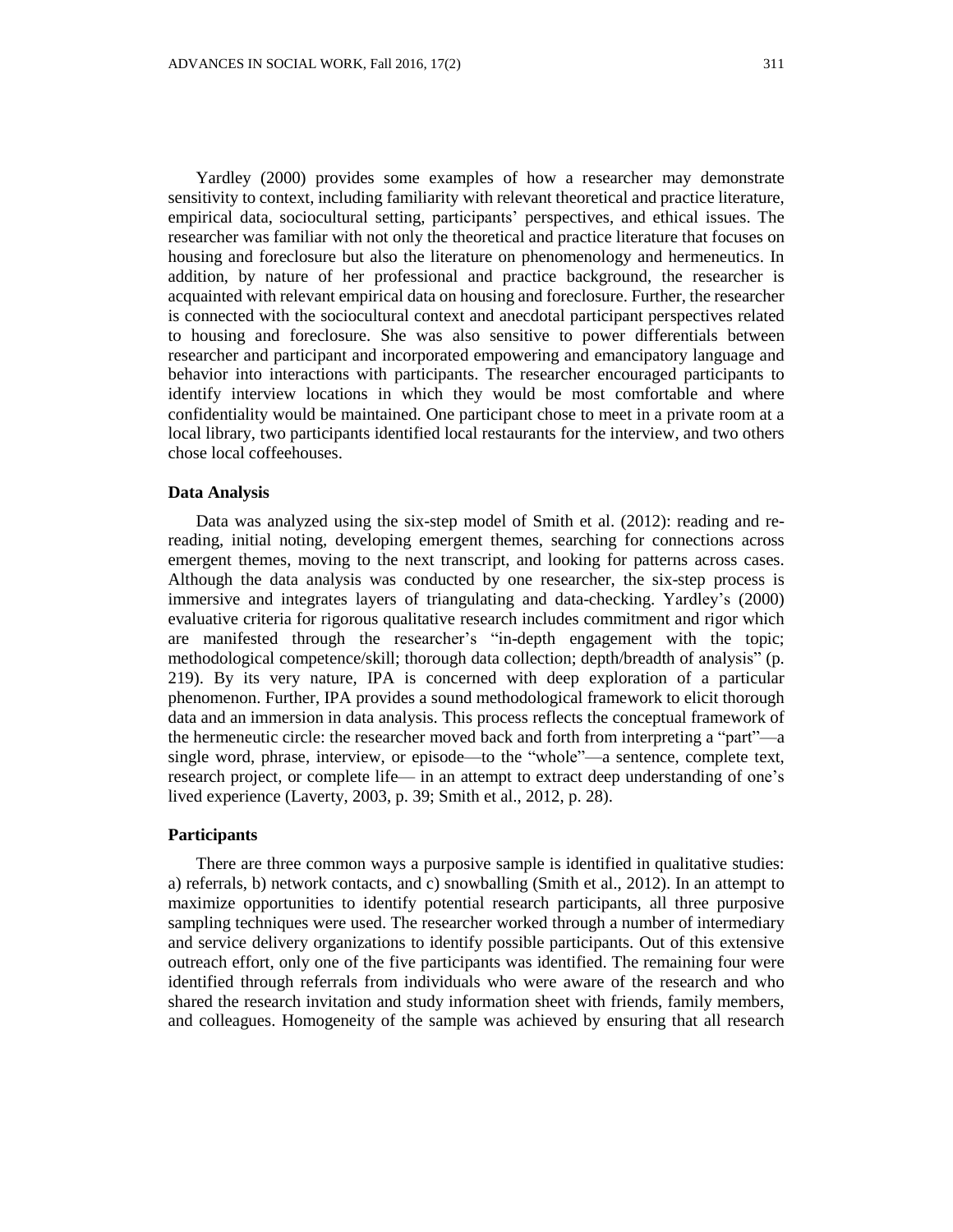Yardley (2000) provides some examples of how a researcher may demonstrate sensitivity to context, including familiarity with relevant theoretical and practice literature, empirical data, sociocultural setting, participants' perspectives, and ethical issues. The researcher was familiar with not only the theoretical and practice literature that focuses on housing and foreclosure but also the literature on phenomenology and hermeneutics. In addition, by nature of her professional and practice background, the researcher is acquainted with relevant empirical data on housing and foreclosure. Further, the researcher is connected with the sociocultural context and anecdotal participant perspectives related to housing and foreclosure. She was also sensitive to power differentials between researcher and participant and incorporated empowering and emancipatory language and behavior into interactions with participants. The researcher encouraged participants to identify interview locations in which they would be most comfortable and where confidentiality would be maintained. One participant chose to meet in a private room at a local library, two participants identified local restaurants for the interview, and two others chose local coffeehouses.

### Data Analysis

Data was analyzed using the six-step model of Smith et al. (2012): reading and re-reading, initial noting, developing emergent themes, searching for connections across emergent themes, moving to the next transcript, and looking for patterns across cases. Although the data analysis was conducted by one researcher, the six-step process is immersive and integrates layers of triangulating and data-checking. Yardley's (2000) evaluative criteria for rigorous qualitative research includes commitment and rigor which are manifested through the researcher's "in-depth engagement with the topic; methodological competence/skill; thorough data collection; depth/breadth of analysis" (p. 219). By its very nature, IPA is concerned with deep exploration of a particular phenomenon. Further, IPA provides a sound methodological framework to elicit thorough data and an immersion in data analysis. This process reflects the conceptual framework of the hermeneutic circle: the researcher moved back and forth from interpreting a "part"—a single word, phrase, interview, or episode—to the "whole"—a sentence, complete text, research project, or complete life— in an attempt to extract deep understanding of one's lived experience (Laverty, 2003, p. 39; Smith et al., 2012, p. 28).

### Participants

There are three common ways a purposive sample is identified in qualitative studies: a) referrals, b) network contacts, and c) snowballing (Smith et al., 2012). In an attempt to maximize opportunities to identify potential research participants, all three purposive sampling techniques were used. The researcher worked through a number of intermediary and service delivery organizations to identify possible participants. Out of this extensive outreach effort, only one of the five participants was identified. The remaining four were identified through referrals from individuals who were aware of the research and who shared the research invitation and study information sheet with friends, family members, and colleagues. Homogeneity of the sample was achieved by ensuring that all research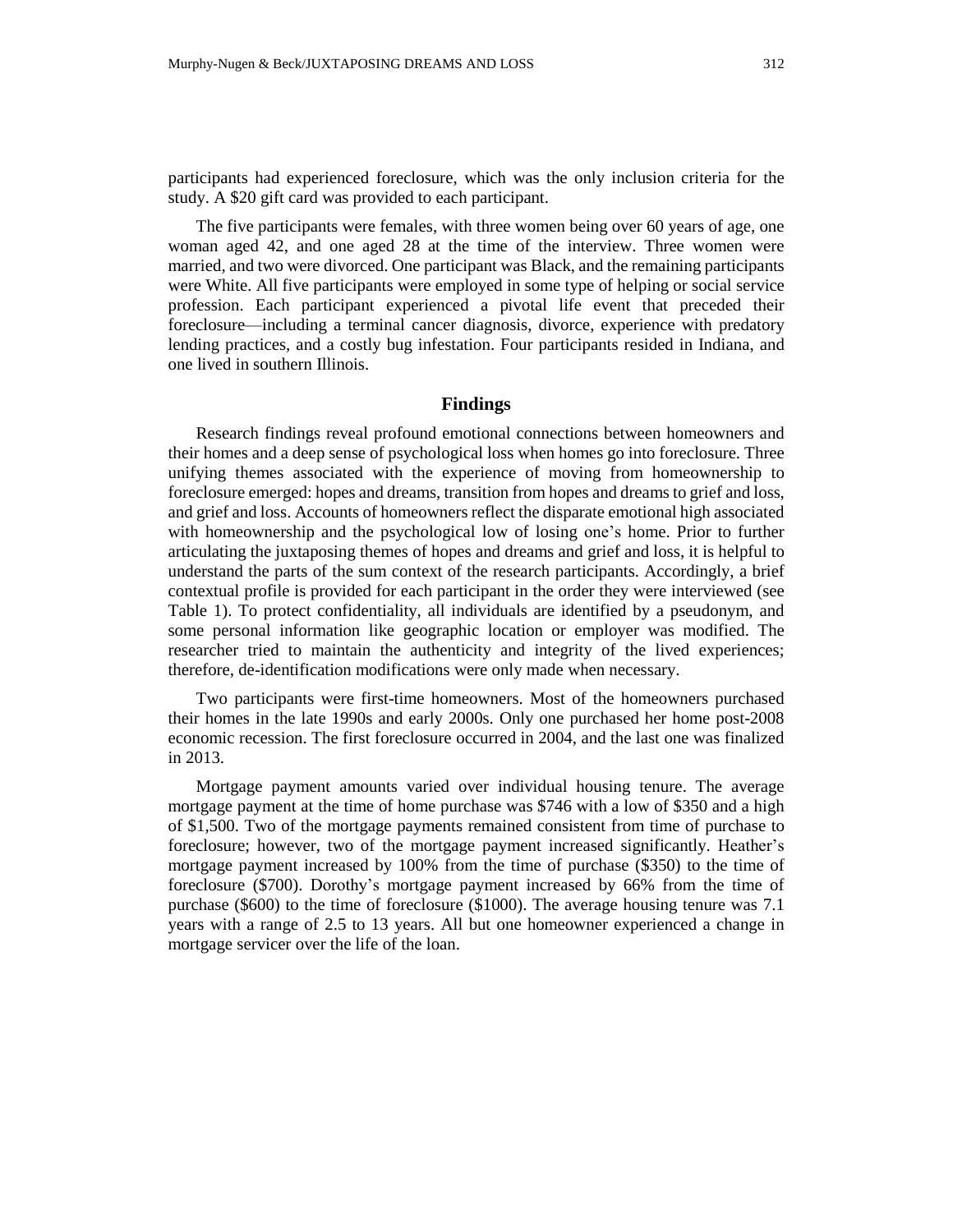participants had experienced foreclosure, which was the only inclusion criteria for the study. A $20 gift card was provided to each participant.

The five participants were females, with three women being over 60 years of age, one woman aged 42, and one aged 28 at the time of the interview. Three women were married, and two were divorced. One participant was Black, and the remaining participants were White. All five participants were employed in some type of helping or social service profession. Each participant experienced a pivotal life event that preceded their foreclosure—including a terminal cancer diagnosis, divorce, experience with predatory lending practices, and a costly bug infestation. Four participants resided in Indiana, and one lived in southern Illinois.

## Findings

Research findings reveal profound emotional connections between homeowners and their homes and a deep sense of psychological loss when homes go into foreclosure. Three unifying themes associated with the experience of moving from homeownership to foreclosure emerged: hopes and dreams, transition from hopes and dreams to grief and loss, and grief and loss. Accounts of homeowners reflect the disparate emotional high associated with homeownership and the psychological low of losing one's home. Prior to further articulating the juxtaposing themes of hopes and dreams and grief and loss, it is helpful to understand the parts of the sum context of the research participants. Accordingly, a brief contextual profile is provided for each participant in the order they were interviewed (see Table 1). To protect confidentiality, all individuals are identified by a pseudonym, and some personal information like geographic location or employer was modified. The researcher tried to maintain the authenticity and integrity of the lived experiences; therefore, de-identification modifications were only made when necessary.

Two participants were first-time homeowners. Most of the homeowners purchased their homes in the late 1990s and early 2000s. Only one purchased her home post-2008 economic recession. The first foreclosure occurred in 2004, and the last one was finalized in 2013.

Mortgage payment amounts varied over individual housing tenure. The average mortgage payment at the time of home purchase was $746 with a low of $350 and a high of $1,500. Two of the mortgage payments remained consistent from time of purchase to foreclosure; however, two of the mortgage payment increased significantly. Heather's mortgage payment increased by 100% from the time of purchase ($350) to the time of foreclosure ($700). Dorothy's mortgage payment increased by 66% from the time of purchase ($600) to the time of foreclosure ($1000). The average housing tenure was 7.1 years with a range of 2.5 to 13 years. All but one homeowner experienced a change in mortgage servicer over the life of the loan.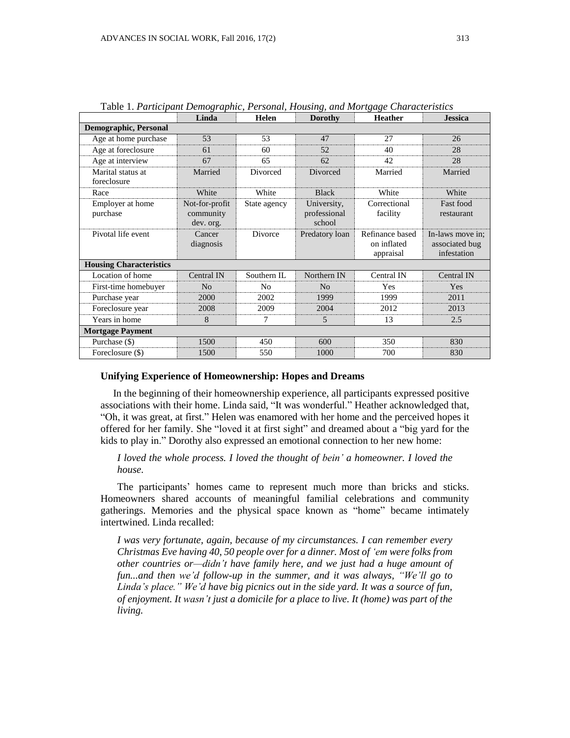Table 1. *Participant Demographic, Personal, Housing, and Mortgage Characteristics*

| | Linda | Helen | Dorothy | Heather | Jessica |
|---|---|---|---|---|---|
| **Demographic, Personal** | | | | | |
| Age at home purchase | 53 | 53 | 47 | 27 | 26 |
| Age at foreclosure | 61 | 60 | 52 | 40 | 28 |
| Age at interview | 67 | 65 | 62 | 42 | 28 |
| Marital status at foreclosure | Married | Divorced | Divorced | Married | Married |
| Race | White | White | Black | White | White |
| Employer at home purchase | Not-for-profit community dev. org. | State agency | University, professional school | Correctional facility | Fast food restaurant |
| Pivotal life event | Cancer diagnosis | Divorce | Predatory loan | Refinance based on inflated appraisal | In-laws move in; associated bug infestation |
| **Housing Characteristics** | | | | | |
| Location of home | Central IN | Southern IL | Northern IN | Central IN | Central IN |
| First-time homebuyer | No | No | No | Yes | Yes |
| Purchase year | 2000 | 2002 | 1999 | 1999 | 2011 |
| Foreclosure year | 2008 | 2009 | 2004 | 2012 | 2013 |
| Years in home | 8 | 7 | 5 | 13 | 2.5 |
| **Mortgage Payment** | | | | | |
| Purchase ($) | 1500 | 450 | 600 | 350 | 830 |
| Foreclosure ($) | 1500 | 550 | 1000 | 700 | 830 |

### Unifying Experience of Homeownership: Hopes and Dreams

In the beginning of their homeownership experience, all participants expressed positive associations with their home. Linda said, "It was wonderful." Heather acknowledged that, "Oh, it was great, at first." Helen was enamored with her home and the perceived hopes it offered for her family. She "loved it at first sight" and dreamed about a "big yard for the kids to play in." Dorothy also expressed an emotional connection to her new home:

> *I loved the whole process. I loved the thought of bein' a homeowner. I loved the house.*

The participants' homes came to represent much more than bricks and sticks. Homeowners shared accounts of meaningful familial celebrations and community gatherings. Memories and the physical space known as "home" became intimately intertwined. Linda recalled:

> *I was very fortunate, again, because of my circumstances. I can remember every Christmas Eve having 40, 50 people over for a dinner. Most of 'em were folks from other countries or—didn't have family here, and we just had a huge amount of fun...and then we'd follow-up in the summer, and it was always, "We'll go to Linda's place." We'd have big picnics out in the side yard. It was a source of fun, of enjoyment. It wasn't just a domicile for a place to live. It (home) was part of the living.*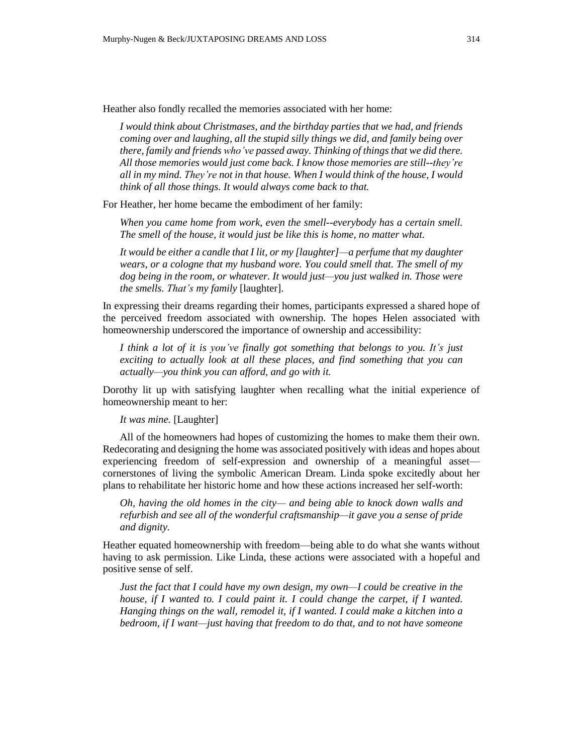Heather also fondly recalled the memories associated with her home:

> *I would think about Christmases, and the birthday parties that we had, and friends coming over and laughing, all the stupid silly things we did, and family being over there, family and friends who've passed away. Thinking of things that we did there. All those memories would just come back. I know those memories are still--they're all in my mind. They're not in that house. When I would think of the house, I would think of all those things. It would always come back to that.*

For Heather, her home became the embodiment of her family:

> *When you came home from work, even the smell--everybody has a certain smell. The smell of the house, it would just be like this is home, no matter what.*
>
> *It would be either a candle that I lit, or my [laughter]—a perfume that my daughter wears, or a cologne that my husband wore. You could smell that. The smell of my dog being in the room, or whatever. It would just—you just walked in. Those were the smells. That's my family* [laughter].

In expressing their dreams regarding their homes, participants expressed a shared hope of the perceived freedom associated with ownership. The hopes Helen associated with homeownership underscored the importance of ownership and accessibility:

> *I think a lot of it is you've finally got something that belongs to you. It's just exciting to actually look at all these places, and find something that you can actually—you think you can afford, and go with it.*

Dorothy lit up with satisfying laughter when recalling what the initial experience of homeownership meant to her:

> *It was mine.* [Laughter]

All of the homeowners had hopes of customizing the homes to make them their own. Redecorating and designing the home was associated positively with ideas and hopes about experiencing freedom of self-expression and ownership of a meaningful asset—cornerstones of living the symbolic American Dream. Linda spoke excitedly about her plans to rehabilitate her historic home and how these actions increased her self-worth:

> *Oh, having the old homes in the city— and being able to knock down walls and refurbish and see all of the wonderful craftsmanship—it gave you a sense of pride and dignity.*

Heather equated homeownership with freedom—being able to do what she wants without having to ask permission. Like Linda, these actions were associated with a hopeful and positive sense of self.

> *Just the fact that I could have my own design, my own—I could be creative in the house, if I wanted to. I could paint it. I could change the carpet, if I wanted. Hanging things on the wall, remodel it, if I wanted. I could make a kitchen into a bedroom, if I want—just having that freedom to do that, and to not have someone*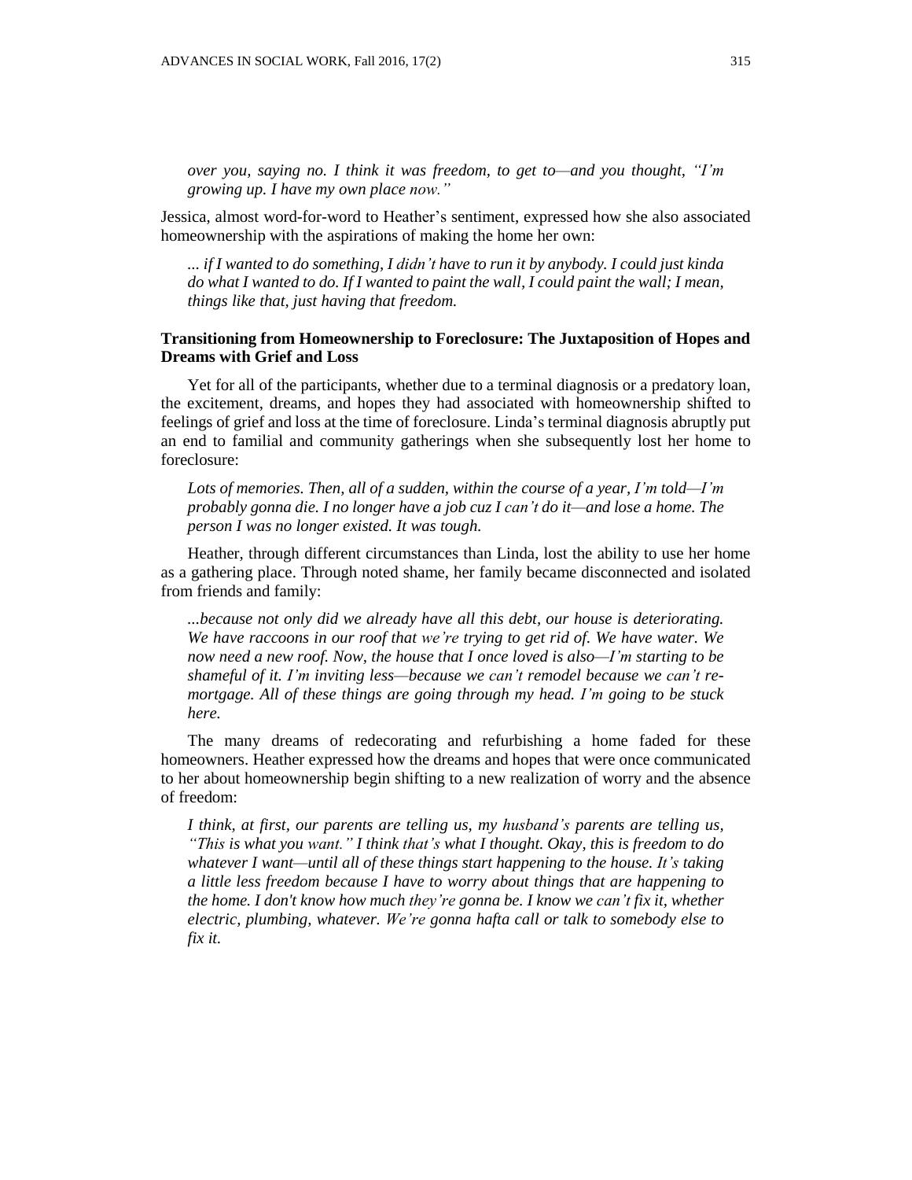*over you, saying no. I think it was freedom, to get to—and you thought, "I'm growing up. I have my own place now."*

Jessica, almost word-for-word to Heather's sentiment, expressed how she also associated homeownership with the aspirations of making the home her own:

> *... if I wanted to do something, I didn't have to run it by anybody. I could just kinda do what I wanted to do. If I wanted to paint the wall, I could paint the wall; I mean, things like that, just having that freedom.*

### Transitioning from Homeownership to Foreclosure: The Juxtaposition of Hopes and Dreams with Grief and Loss

Yet for all of the participants, whether due to a terminal diagnosis or a predatory loan, the excitement, dreams, and hopes they had associated with homeownership shifted to feelings of grief and loss at the time of foreclosure. Linda's terminal diagnosis abruptly put an end to familial and community gatherings when she subsequently lost her home to foreclosure:

> *Lots of memories. Then, all of a sudden, within the course of a year, I'm told—I'm probably gonna die. I no longer have a job cuz I can't do it—and lose a home. The person I was no longer existed. It was tough.*

Heather, through different circumstances than Linda, lost the ability to use her home as a gathering place. Through noted shame, her family became disconnected and isolated from friends and family:

> *...because not only did we already have all this debt, our house is deteriorating. We have raccoons in our roof that we're trying to get rid of. We have water. We now need a new roof. Now, the house that I once loved is also—I'm starting to be shameful of it. I'm inviting less—because we can't remodel because we can't re-mortgage. All of these things are going through my head. I'm going to be stuck here.*

The many dreams of redecorating and refurbishing a home faded for these homeowners. Heather expressed how the dreams and hopes that were once communicated to her about homeownership begin shifting to a new realization of worry and the absence of freedom:

> *I think, at first, our parents are telling us, my husband's parents are telling us, "This is what you want." I think that's what I thought. Okay, this is freedom to do whatever I want—until all of these things start happening to the house. It's taking a little less freedom because I have to worry about things that are happening to the home. I don't know how much they're gonna be. I know we can't fix it, whether electric, plumbing, whatever. We're gonna hafta call or talk to somebody else to fix it.*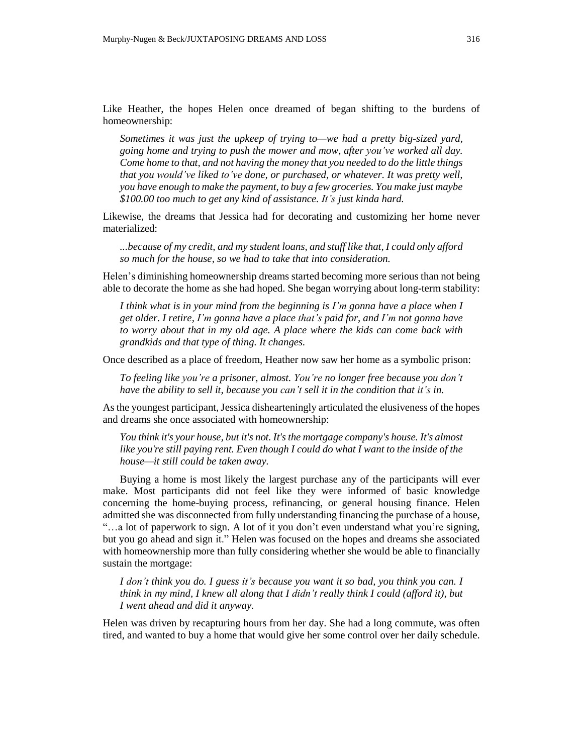Like Heather, the hopes Helen once dreamed of began shifting to the burdens of homeownership:

> *Sometimes it was just the upkeep of trying to—we had a pretty big-sized yard, going home and trying to push the mower and mow, after you've worked all day. Come home to that, and not having the money that you needed to do the little things that you would've liked to've done, or purchased, or whatever. It was pretty well, you have enough to make the payment, to buy a few groceries. You make just maybe $100.00 too much to get any kind of assistance. It's just kinda hard.*

Likewise, the dreams that Jessica had for decorating and customizing her home never materialized:

> *...because of my credit, and my student loans, and stuff like that, I could only afford so much for the house, so we had to take that into consideration.*

Helen's diminishing homeownership dreams started becoming more serious than not being able to decorate the home as she had hoped. She began worrying about long-term stability:

> *I think what is in your mind from the beginning is I'm gonna have a place when I get older. I retire, I'm gonna have a place that's paid for, and I'm not gonna have to worry about that in my old age. A place where the kids can come back with grandkids and that type of thing. It changes.*

Once described as a place of freedom, Heather now saw her home as a symbolic prison:

> *To feeling like you're a prisoner, almost. You're no longer free because you don't have the ability to sell it, because you can't sell it in the condition that it's in.*

As the youngest participant, Jessica dishearteningly articulated the elusiveness of the hopes and dreams she once associated with homeownership:

> *You think it's your house, but it's not. It's the mortgage company's house. It's almost like you're still paying rent. Even though I could do what I want to the inside of the house—it still could be taken away.*

Buying a home is most likely the largest purchase any of the participants will ever make. Most participants did not feel like they were informed of basic knowledge concerning the home-buying process, refinancing, or general housing finance. Helen admitted she was disconnected from fully understanding financing the purchase of a house, "…a lot of paperwork to sign. A lot of it you don't even understand what you're signing, but you go ahead and sign it." Helen was focused on the hopes and dreams she associated with homeownership more than fully considering whether she would be able to financially sustain the mortgage:

> *I don't think you do. I guess it's because you want it so bad, you think you can. I think in my mind, I knew all along that I didn't really think I could (afford it), but I went ahead and did it anyway.*

Helen was driven by recapturing hours from her day. She had a long commute, was often tired, and wanted to buy a home that would give her some control over her daily schedule.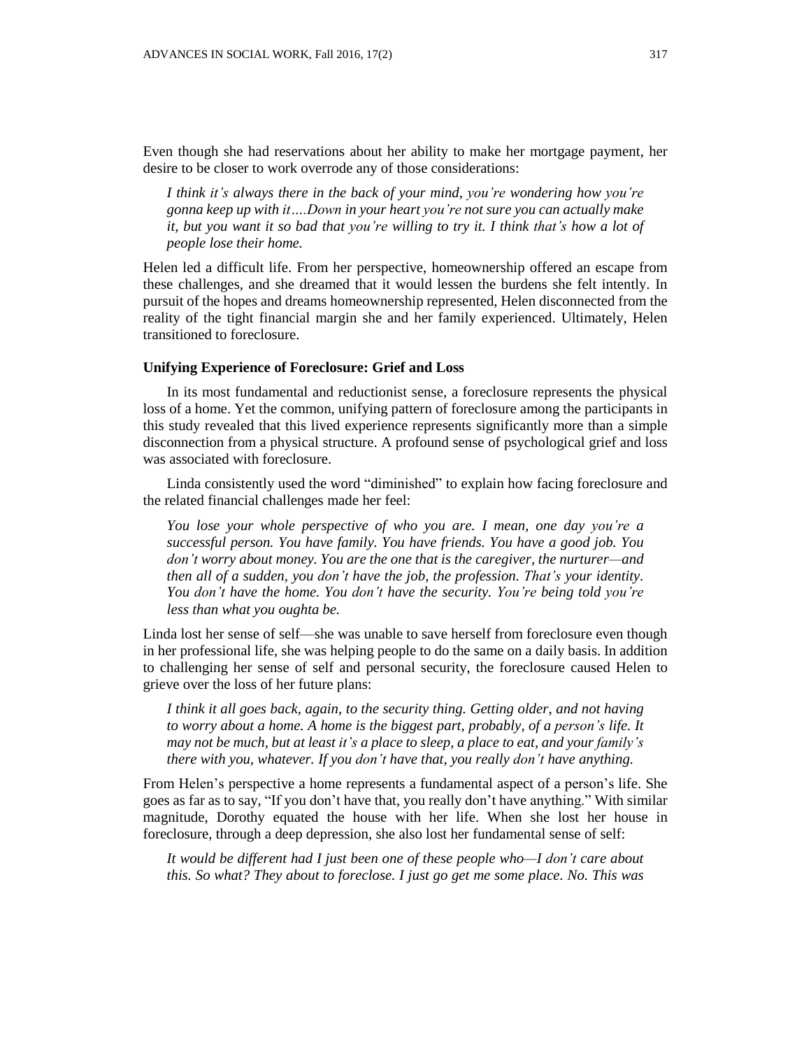Even though she had reservations about her ability to make her mortgage payment, her desire to be closer to work overrode any of those considerations:

> *I think it's always there in the back of your mind, you're wondering how you're gonna keep up with it….Down in your heart you're not sure you can actually make it, but you want it so bad that you're willing to try it. I think that's how a lot of people lose their home.*

Helen led a difficult life. From her perspective, homeownership offered an escape from these challenges, and she dreamed that it would lessen the burdens she felt intently. In pursuit of the hopes and dreams homeownership represented, Helen disconnected from the reality of the tight financial margin she and her family experienced. Ultimately, Helen transitioned to foreclosure.

### Unifying Experience of Foreclosure: Grief and Loss

In its most fundamental and reductionist sense, a foreclosure represents the physical loss of a home. Yet the common, unifying pattern of foreclosure among the participants in this study revealed that this lived experience represents significantly more than a simple disconnection from a physical structure. A profound sense of psychological grief and loss was associated with foreclosure.

Linda consistently used the word "diminished" to explain how facing foreclosure and the related financial challenges made her feel:

> *You lose your whole perspective of who you are. I mean, one day you're a successful person. You have family. You have friends. You have a good job. You don't worry about money. You are the one that is the caregiver, the nurturer—and then all of a sudden, you don't have the job, the profession. That's your identity. You don't have the home. You don't have the security. You're being told you're less than what you oughta be.*

Linda lost her sense of self—she was unable to save herself from foreclosure even though in her professional life, she was helping people to do the same on a daily basis. In addition to challenging her sense of self and personal security, the foreclosure caused Helen to grieve over the loss of her future plans:

> *I think it all goes back, again, to the security thing. Getting older, and not having to worry about a home. A home is the biggest part, probably, of a person's life. It may not be much, but at least it's a place to sleep, a place to eat, and your family's there with you, whatever. If you don't have that, you really don't have anything.*

From Helen's perspective a home represents a fundamental aspect of a person's life. She goes as far as to say, "If you don't have that, you really don't have anything." With similar magnitude, Dorothy equated the house with her life. When she lost her house in foreclosure, through a deep depression, she also lost her fundamental sense of self:

> *It would be different had I just been one of these people who—I don't care about this. So what? They about to foreclose. I just go get me some place. No. This was*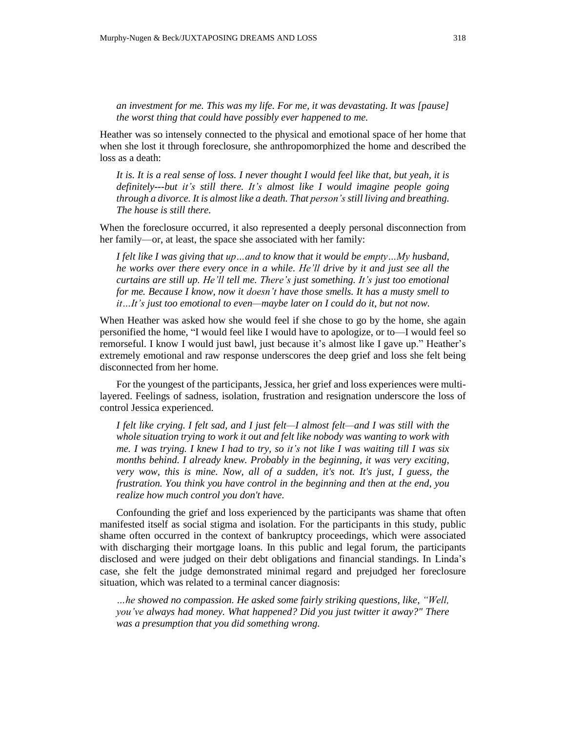*an investment for me. This was my life. For me, it was devastating. It was [pause] the worst thing that could have possibly ever happened to me.*

Heather was so intensely connected to the physical and emotional space of her home that when she lost it through foreclosure, she anthropomorphized the home and described the loss as a death:

*It is. It is a real sense of loss. I never thought I would feel like that, but yeah, it is definitely---but it's still there. It's almost like I would imagine people going through a divorce. It is almost like a death. That person's still living and breathing. The house is still there.*

When the foreclosure occurred, it also represented a deeply personal disconnection from her family—or, at least, the space she associated with her family:

*I felt like I was giving that up…and to know that it would be empty…My husband, he works over there every once in a while. He'll drive by it and just see all the curtains are still up. He'll tell me. There's just something. It's just too emotional for me. Because I know, now it doesn't have those smells. It has a musty smell to it…It's just too emotional to even—maybe later on I could do it, but not now.*

When Heather was asked how she would feel if she chose to go by the home, she again personified the home, "I would feel like I would have to apologize, or to—I would feel so remorseful. I know I would just bawl, just because it's almost like I gave up." Heather's extremely emotional and raw response underscores the deep grief and loss she felt being disconnected from her home.

For the youngest of the participants, Jessica, her grief and loss experiences were multi-layered. Feelings of sadness, isolation, frustration and resignation underscore the loss of control Jessica experienced.

*I felt like crying. I felt sad, and I just felt—I almost felt—and I was still with the whole situation trying to work it out and felt like nobody was wanting to work with me. I was trying. I knew I had to try, so it's not like I was waiting till I was six months behind. I already knew. Probably in the beginning, it was very exciting, very wow, this is mine. Now, all of a sudden, it's not. It's just, I guess, the frustration. You think you have control in the beginning and then at the end, you realize how much control you don't have.*

Confounding the grief and loss experienced by the participants was shame that often manifested itself as social stigma and isolation. For the participants in this study, public shame often occurred in the context of bankruptcy proceedings, which were associated with discharging their mortgage loans. In this public and legal forum, the participants disclosed and were judged on their debt obligations and financial standings. In Linda's case, she felt the judge demonstrated minimal regard and prejudged her foreclosure situation, which was related to a terminal cancer diagnosis:

*…he showed no compassion. He asked some fairly striking questions, like, "Well, you've always had money. What happened? Did you just twitter it away?" There was a presumption that you did something wrong.*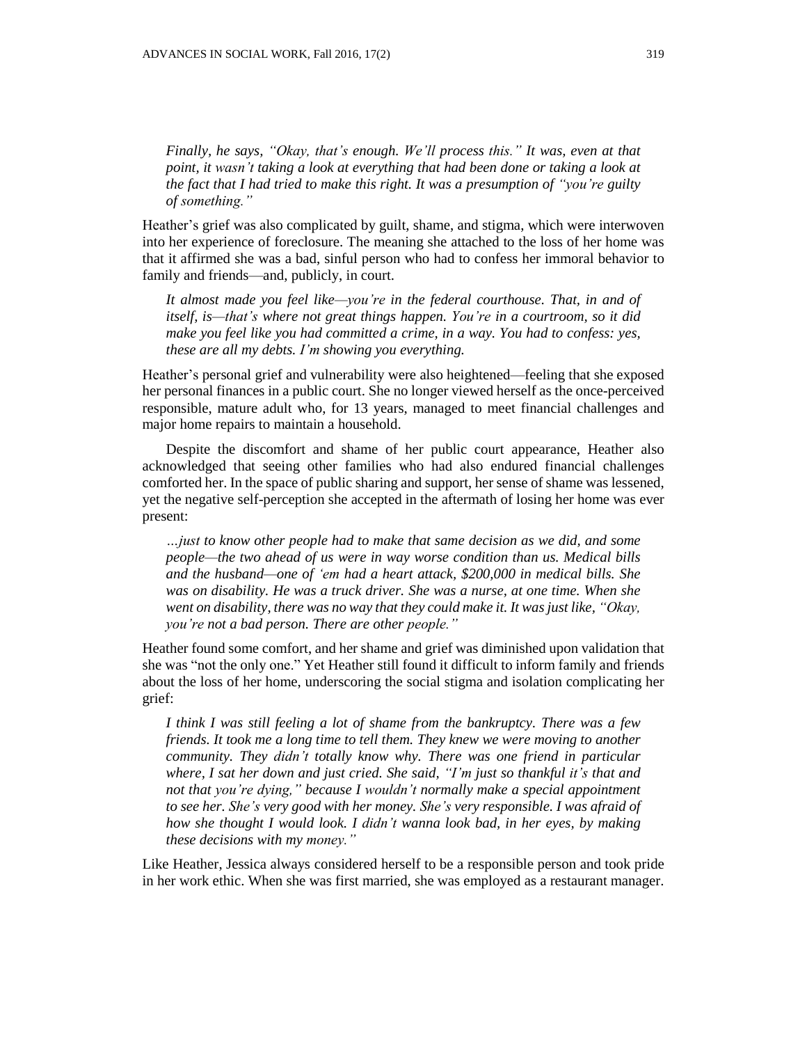*Finally, he says, "Okay, that's enough. We'll process this." It was, even at that point, it wasn't taking a look at everything that had been done or taking a look at the fact that I had tried to make this right. It was a presumption of "you're guilty of something."*

Heather's grief was also complicated by guilt, shame, and stigma, which were interwoven into her experience of foreclosure. The meaning she attached to the loss of her home was that it affirmed she was a bad, sinful person who had to confess her immoral behavior to family and friends—and, publicly, in court.

*It almost made you feel like—you're in the federal courthouse. That, in and of itself, is—that's where not great things happen. You're in a courtroom, so it did make you feel like you had committed a crime, in a way. You had to confess: yes, these are all my debts. I'm showing you everything.*

Heather's personal grief and vulnerability were also heightened—feeling that she exposed her personal finances in a public court. She no longer viewed herself as the once-perceived responsible, mature adult who, for 13 years, managed to meet financial challenges and major home repairs to maintain a household.

Despite the discomfort and shame of her public court appearance, Heather also acknowledged that seeing other families who had also endured financial challenges comforted her. In the space of public sharing and support, her sense of shame was lessened, yet the negative self-perception she accepted in the aftermath of losing her home was ever present:

*…just to know other people had to make that same decision as we did, and some people—the two ahead of us were in way worse condition than us. Medical bills and the husband—one of 'em had a heart attack, $200,000 in medical bills. She was on disability. He was a truck driver. She was a nurse, at one time. When she went on disability, there was no way that they could make it. It was just like, "Okay, you're not a bad person. There are other people."*

Heather found some comfort, and her shame and grief was diminished upon validation that she was "not the only one." Yet Heather still found it difficult to inform family and friends about the loss of her home, underscoring the social stigma and isolation complicating her grief:

*I think I was still feeling a lot of shame from the bankruptcy. There was a few friends. It took me a long time to tell them. They knew we were moving to another community. They didn't totally know why. There was one friend in particular where, I sat her down and just cried. She said, "I'm just so thankful it's that and not that you're dying," because I wouldn't normally make a special appointment to see her. She's very good with her money. She's very responsible. I was afraid of how she thought I would look. I didn't wanna look bad, in her eyes, by making these decisions with my money."*

Like Heather, Jessica always considered herself to be a responsible person and took pride in her work ethic. When she was first married, she was employed as a restaurant manager.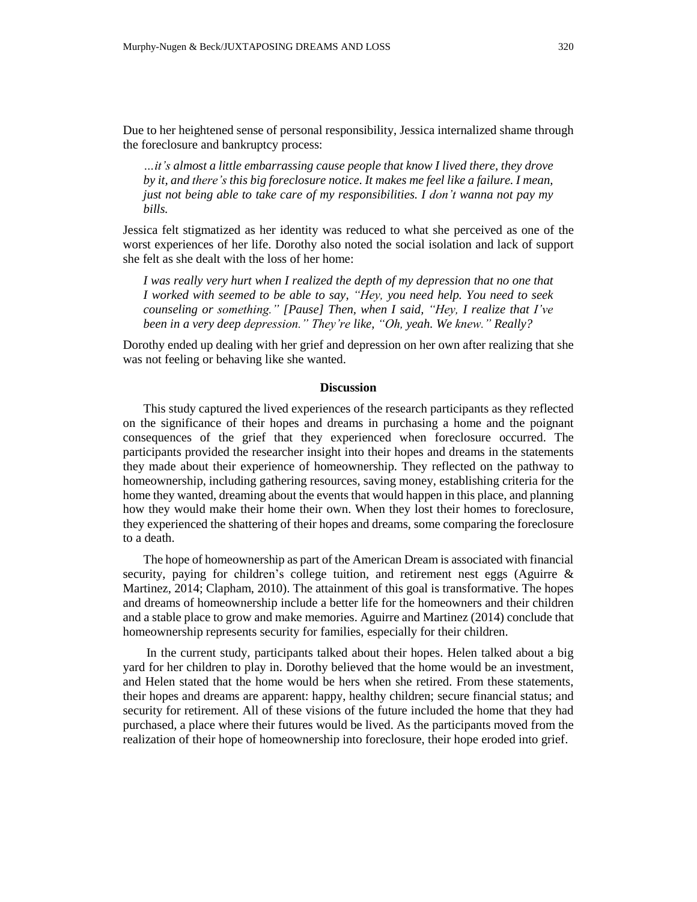Due to her heightened sense of personal responsibility, Jessica internalized shame through the foreclosure and bankruptcy process:

> *…it's almost a little embarrassing cause people that know I lived there, they drove by it, and there's this big foreclosure notice. It makes me feel like a failure. I mean, just not being able to take care of my responsibilities. I don't wanna not pay my bills.*

Jessica felt stigmatized as her identity was reduced to what she perceived as one of the worst experiences of her life. Dorothy also noted the social isolation and lack of support she felt as she dealt with the loss of her home:

> *I was really very hurt when I realized the depth of my depression that no one that I worked with seemed to be able to say, "Hey, you need help. You need to seek counseling or something." [Pause] Then, when I said, "Hey, I realize that I've been in a very deep depression." They're like, "Oh, yeah. We knew." Really?*

Dorothy ended up dealing with her grief and depression on her own after realizing that she was not feeling or behaving like she wanted.

## Discussion

This study captured the lived experiences of the research participants as they reflected on the significance of their hopes and dreams in purchasing a home and the poignant consequences of the grief that they experienced when foreclosure occurred. The participants provided the researcher insight into their hopes and dreams in the statements they made about their experience of homeownership. They reflected on the pathway to homeownership, including gathering resources, saving money, establishing criteria for the home they wanted, dreaming about the events that would happen in this place, and planning how they would make their home their own. When they lost their homes to foreclosure, they experienced the shattering of their hopes and dreams, some comparing the foreclosure to a death.

The hope of homeownership as part of the American Dream is associated with financial security, paying for children's college tuition, and retirement nest eggs (Aguirre & Martinez, 2014; Clapham, 2010). The attainment of this goal is transformative. The hopes and dreams of homeownership include a better life for the homeowners and their children and a stable place to grow and make memories. Aguirre and Martinez (2014) conclude that homeownership represents security for families, especially for their children.

In the current study, participants talked about their hopes. Helen talked about a big yard for her children to play in. Dorothy believed that the home would be an investment, and Helen stated that the home would be hers when she retired. From these statements, their hopes and dreams are apparent: happy, healthy children; secure financial status; and security for retirement. All of these visions of the future included the home that they had purchased, a place where their futures would be lived. As the participants moved from the realization of their hope of homeownership into foreclosure, their hope eroded into grief.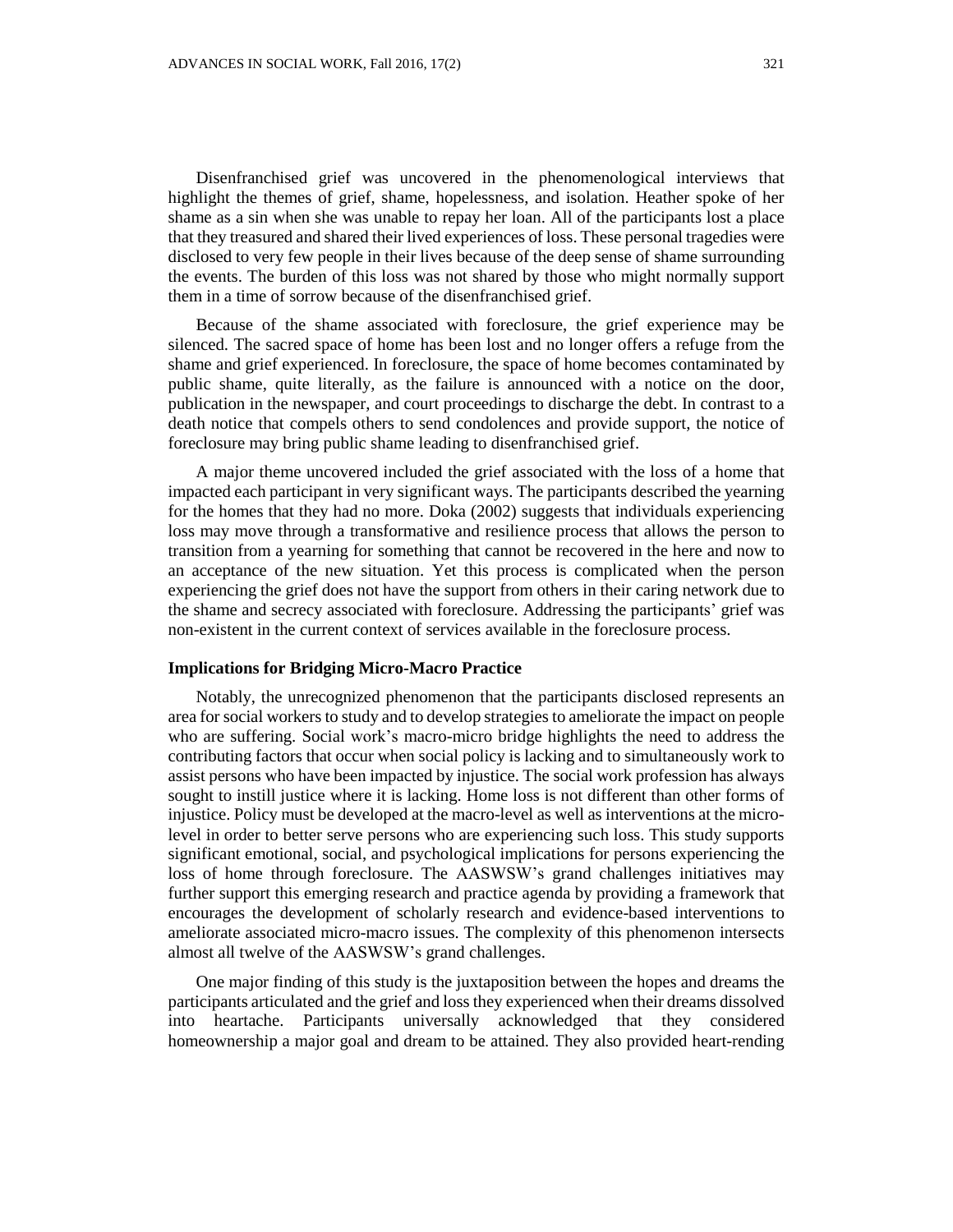Disenfranchised grief was uncovered in the phenomenological interviews that highlight the themes of grief, shame, hopelessness, and isolation. Heather spoke of her shame as a sin when she was unable to repay her loan. All of the participants lost a place that they treasured and shared their lived experiences of loss. These personal tragedies were disclosed to very few people in their lives because of the deep sense of shame surrounding the events. The burden of this loss was not shared by those who might normally support them in a time of sorrow because of the disenfranchised grief.

Because of the shame associated with foreclosure, the grief experience may be silenced. The sacred space of home has been lost and no longer offers a refuge from the shame and grief experienced. In foreclosure, the space of home becomes contaminated by public shame, quite literally, as the failure is announced with a notice on the door, publication in the newspaper, and court proceedings to discharge the debt. In contrast to a death notice that compels others to send condolences and provide support, the notice of foreclosure may bring public shame leading to disenfranchised grief.

A major theme uncovered included the grief associated with the loss of a home that impacted each participant in very significant ways. The participants described the yearning for the homes that they had no more. Doka (2002) suggests that individuals experiencing loss may move through a transformative and resilience process that allows the person to transition from a yearning for something that cannot be recovered in the here and now to an acceptance of the new situation. Yet this process is complicated when the person experiencing the grief does not have the support from others in their caring network due to the shame and secrecy associated with foreclosure. Addressing the participants' grief was non-existent in the current context of services available in the foreclosure process.

## Implications for Bridging Micro-Macro Practice

Notably, the unrecognized phenomenon that the participants disclosed represents an area for social workers to study and to develop strategies to ameliorate the impact on people who are suffering. Social work's macro-micro bridge highlights the need to address the contributing factors that occur when social policy is lacking and to simultaneously work to assist persons who have been impacted by injustice. The social work profession has always sought to instill justice where it is lacking. Home loss is not different than other forms of injustice. Policy must be developed at the macro-level as well as interventions at the micro-level in order to better serve persons who are experiencing such loss. This study supports significant emotional, social, and psychological implications for persons experiencing the loss of home through foreclosure. The AASWSW's grand challenges initiatives may further support this emerging research and practice agenda by providing a framework that encourages the development of scholarly research and evidence-based interventions to ameliorate associated micro-macro issues. The complexity of this phenomenon intersects almost all twelve of the AASWSW's grand challenges.

One major finding of this study is the juxtaposition between the hopes and dreams the participants articulated and the grief and loss they experienced when their dreams dissolved into heartache. Participants universally acknowledged that they considered homeownership a major goal and dream to be attained. They also provided heart-rending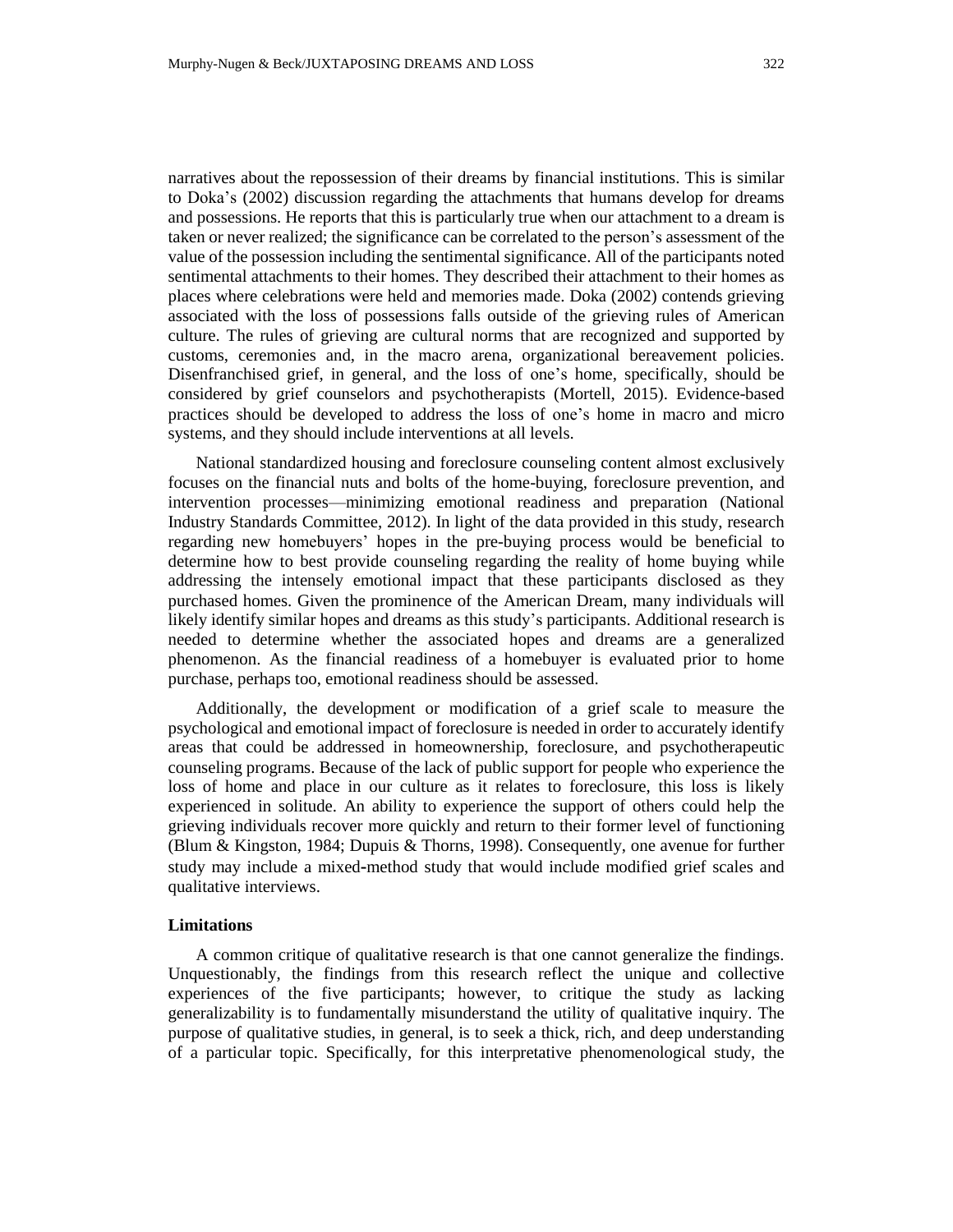narratives about the repossession of their dreams by financial institutions. This is similar to Doka's (2002) discussion regarding the attachments that humans develop for dreams and possessions. He reports that this is particularly true when our attachment to a dream is taken or never realized; the significance can be correlated to the person's assessment of the value of the possession including the sentimental significance. All of the participants noted sentimental attachments to their homes. They described their attachment to their homes as places where celebrations were held and memories made. Doka (2002) contends grieving associated with the loss of possessions falls outside of the grieving rules of American culture. The rules of grieving are cultural norms that are recognized and supported by customs, ceremonies and, in the macro arena, organizational bereavement policies. Disenfranchised grief, in general, and the loss of one's home, specifically, should be considered by grief counselors and psychotherapists (Mortell, 2015). Evidence-based practices should be developed to address the loss of one's home in macro and micro systems, and they should include interventions at all levels.

National standardized housing and foreclosure counseling content almost exclusively focuses on the financial nuts and bolts of the home-buying, foreclosure prevention, and intervention processes—minimizing emotional readiness and preparation (National Industry Standards Committee, 2012). In light of the data provided in this study, research regarding new homebuyers' hopes in the pre-buying process would be beneficial to determine how to best provide counseling regarding the reality of home buying while addressing the intensely emotional impact that these participants disclosed as they purchased homes. Given the prominence of the American Dream, many individuals will likely identify similar hopes and dreams as this study's participants. Additional research is needed to determine whether the associated hopes and dreams are a generalized phenomenon. As the financial readiness of a homebuyer is evaluated prior to home purchase, perhaps too, emotional readiness should be assessed.

Additionally, the development or modification of a grief scale to measure the psychological and emotional impact of foreclosure is needed in order to accurately identify areas that could be addressed in homeownership, foreclosure, and psychotherapeutic counseling programs. Because of the lack of public support for people who experience the loss of home and place in our culture as it relates to foreclosure, this loss is likely experienced in solitude. An ability to experience the support of others could help the grieving individuals recover more quickly and return to their former level of functioning (Blum & Kingston, 1984; Dupuis & Thorns, 1998). Consequently, one avenue for further study may include a mixed-method study that would include modified grief scales and qualitative interviews.

### Limitations

A common critique of qualitative research is that one cannot generalize the findings. Unquestionably, the findings from this research reflect the unique and collective experiences of the five participants; however, to critique the study as lacking generalizability is to fundamentally misunderstand the utility of qualitative inquiry. The purpose of qualitative studies, in general, is to seek a thick, rich, and deep understanding of a particular topic. Specifically, for this interpretative phenomenological study, the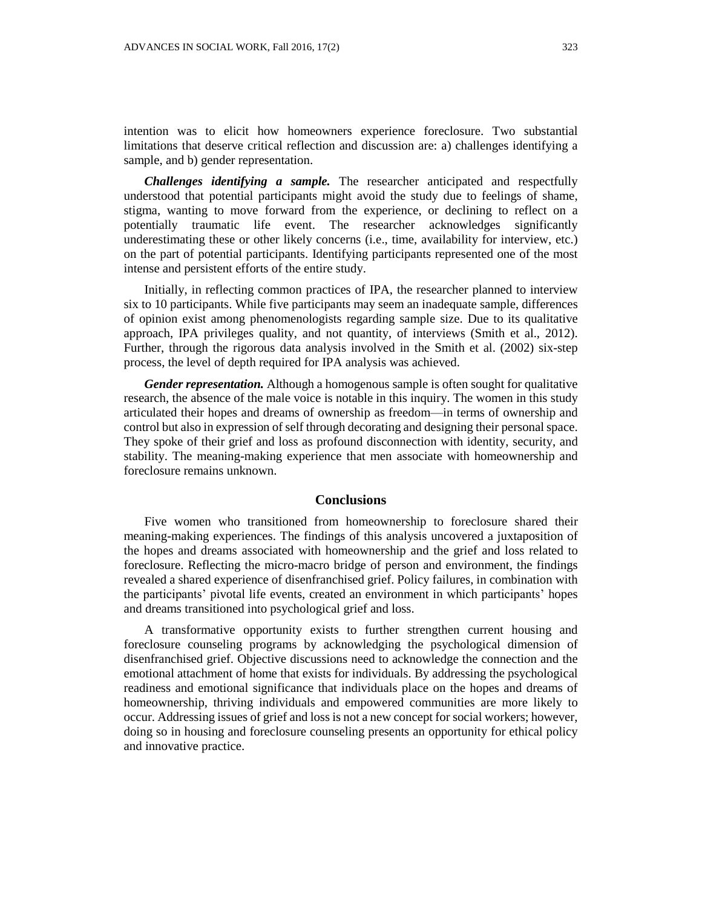intention was to elicit how homeowners experience foreclosure. Two substantial limitations that deserve critical reflection and discussion are: a) challenges identifying a sample, and b) gender representation.

***Challenges identifying a sample.*** The researcher anticipated and respectfully understood that potential participants might avoid the study due to feelings of shame, stigma, wanting to move forward from the experience, or declining to reflect on a potentially traumatic life event. The researcher acknowledges significantly underestimating these or other likely concerns (i.e., time, availability for interview, etc.) on the part of potential participants. Identifying participants represented one of the most intense and persistent efforts of the entire study.

Initially, in reflecting common practices of IPA, the researcher planned to interview six to 10 participants. While five participants may seem an inadequate sample, differences of opinion exist among phenomenologists regarding sample size. Due to its qualitative approach, IPA privileges quality, and not quantity, of interviews (Smith et al., 2012). Further, through the rigorous data analysis involved in the Smith et al. (2002) six-step process, the level of depth required for IPA analysis was achieved.

***Gender representation.*** Although a homogenous sample is often sought for qualitative research, the absence of the male voice is notable in this inquiry. The women in this study articulated their hopes and dreams of ownership as freedom—in terms of ownership and control but also in expression of self through decorating and designing their personal space. They spoke of their grief and loss as profound disconnection with identity, security, and stability. The meaning-making experience that men associate with homeownership and foreclosure remains unknown.

## Conclusions

Five women who transitioned from homeownership to foreclosure shared their meaning-making experiences. The findings of this analysis uncovered a juxtaposition of the hopes and dreams associated with homeownership and the grief and loss related to foreclosure. Reflecting the micro-macro bridge of person and environment, the findings revealed a shared experience of disenfranchised grief. Policy failures, in combination with the participants' pivotal life events, created an environment in which participants' hopes and dreams transitioned into psychological grief and loss.

A transformative opportunity exists to further strengthen current housing and foreclosure counseling programs by acknowledging the psychological dimension of disenfranchised grief. Objective discussions need to acknowledge the connection and the emotional attachment of home that exists for individuals. By addressing the psychological readiness and emotional significance that individuals place on the hopes and dreams of homeownership, thriving individuals and empowered communities are more likely to occur. Addressing issues of grief and loss is not a new concept for social workers; however, doing so in housing and foreclosure counseling presents an opportunity for ethical policy and innovative practice.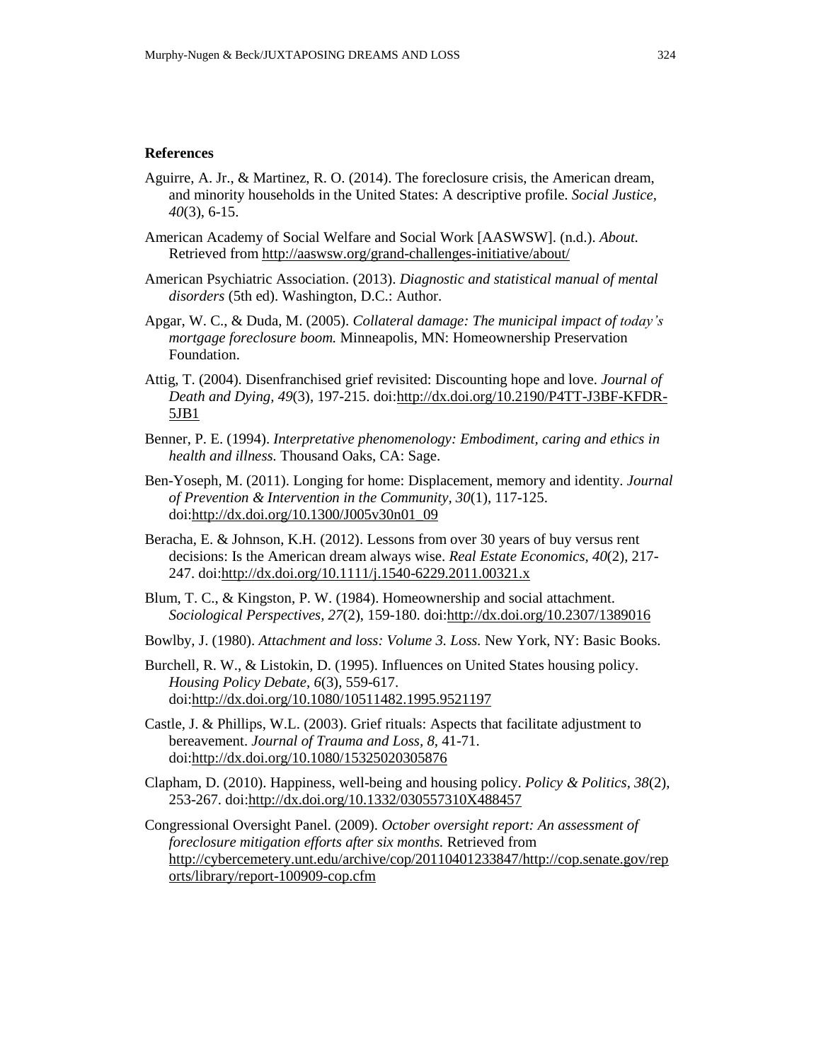**References**

Aguirre, A. Jr., & Martinez, R. O. (2014). The foreclosure crisis, the American dream, and minority households in the United States: A descriptive profile. *Social Justice, 40*(3), 6-15.

American Academy of Social Welfare and Social Work [AASWSW]. (n.d.). *About.* Retrieved from http://aaswsw.org/grand-challenges-initiative/about/

American Psychiatric Association. (2013). *Diagnostic and statistical manual of mental disorders* (5th ed). Washington, D.C.: Author.

Apgar, W. C., & Duda, M. (2005). *Collateral damage: The municipal impact of today's mortgage foreclosure boom.* Minneapolis, MN: Homeownership Preservation Foundation.

Attig, T. (2004). Disenfranchised grief revisited: Discounting hope and love. *Journal of Death and Dying, 49*(3), 197-215. doi:http://dx.doi.org/10.2190/P4TT-J3BF-KFDR-5JB1

Benner, P. E. (1994). *Interpretative phenomenology: Embodiment, caring and ethics in health and illness.* Thousand Oaks, CA: Sage.

Ben-Yoseph, M. (2011). Longing for home: Displacement, memory and identity. *Journal of Prevention & Intervention in the Community, 30*(1), 117-125. doi:http://dx.doi.org/10.1300/J005v30n01_09

Beracha, E. & Johnson, K.H. (2012). Lessons from over 30 years of buy versus rent decisions: Is the American dream always wise. *Real Estate Economics, 40*(2), 217-247. doi:http://dx.doi.org/10.1111/j.1540-6229.2011.00321.x

Blum, T. C., & Kingston, P. W. (1984). Homeownership and social attachment. *Sociological Perspectives, 27*(2), 159-180. doi:http://dx.doi.org/10.2307/1389016

Bowlby, J. (1980). *Attachment and loss: Volume 3. Loss.* New York, NY: Basic Books.

Burchell, R. W., & Listokin, D. (1995). Influences on United States housing policy. *Housing Policy Debate, 6*(3), 559-617. doi:http://dx.doi.org/10.1080/10511482.1995.9521197

Castle, J. & Phillips, W.L. (2003). Grief rituals: Aspects that facilitate adjustment to bereavement. *Journal of Trauma and Loss, 8,* 41-71. doi:http://dx.doi.org/10.1080/15325020305876

Clapham, D. (2010). Happiness, well-being and housing policy. *Policy & Politics, 38*(2), 253-267. doi:http://dx.doi.org/10.1332/030557310X488457

Congressional Oversight Panel. (2009). *October oversight report: An assessment of foreclosure mitigation efforts after six months.* Retrieved from http://cybercemetery.unt.edu/archive/cop/20110401233847/http://cop.senate.gov/reports/library/report-100909-cop.cfm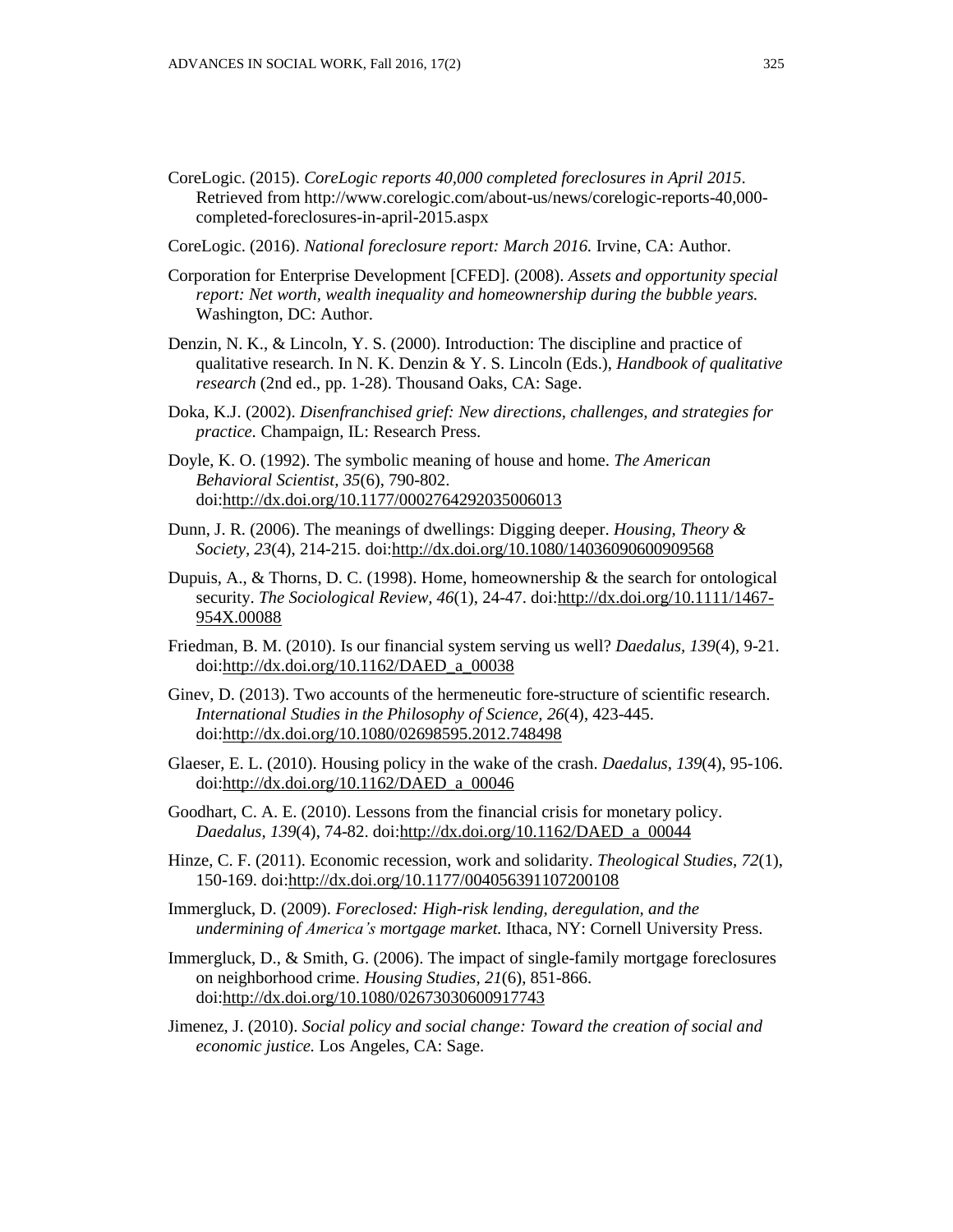CoreLogic. (2015). *CoreLogic reports 40,000 completed foreclosures in April 2015*. Retrieved from http://www.corelogic.com/about-us/news/corelogic-reports-40,000-completed-foreclosures-in-april-2015.aspx

CoreLogic. (2016). *National foreclosure report: March 2016.* Irvine, CA: Author.

Corporation for Enterprise Development [CFED]. (2008). *Assets and opportunity special report: Net worth, wealth inequality and homeownership during the bubble years.* Washington, DC: Author.

Denzin, N. K., & Lincoln, Y. S. (2000). Introduction: The discipline and practice of qualitative research. In N. K. Denzin & Y. S. Lincoln (Eds.), *Handbook of qualitative research* (2nd ed., pp. 1-28). Thousand Oaks, CA: Sage.

Doka, K.J. (2002). *Disenfranchised grief: New directions, challenges, and strategies for practice.* Champaign, IL: Research Press.

Doyle, K. O. (1992). The symbolic meaning of house and home. *The American Behavioral Scientist, 35*(6), 790-802. doi:http://dx.doi.org/10.1177/0002764292035006013

Dunn, J. R. (2006). The meanings of dwellings: Digging deeper. *Housing, Theory & Society, 23*(4), 214-215. doi:http://dx.doi.org/10.1080/14036090600909568

Dupuis, A., & Thorns, D. C. (1998). Home, homeownership & the search for ontological security. *The Sociological Review, 46*(1), 24-47. doi:http://dx.doi.org/10.1111/1467-954X.00088

Friedman, B. M. (2010). Is our financial system serving us well? *Daedalus, 139*(4), 9-21. doi:http://dx.doi.org/10.1162/DAED_a_00038

Ginev, D. (2013). Two accounts of the hermeneutic fore-structure of scientific research. *International Studies in the Philosophy of Science, 26*(4), 423-445. doi:http://dx.doi.org/10.1080/02698595.2012.748498

Glaeser, E. L. (2010). Housing policy in the wake of the crash. *Daedalus, 139*(4), 95-106. doi:http://dx.doi.org/10.1162/DAED_a_00046

Goodhart, C. A. E. (2010). Lessons from the financial crisis for monetary policy. *Daedalus, 139*(4), 74-82. doi:http://dx.doi.org/10.1162/DAED_a_00044

Hinze, C. F. (2011). Economic recession, work and solidarity. *Theological Studies, 72*(1), 150-169. doi:http://dx.doi.org/10.1177/004056391107200108

Immergluck, D. (2009). *Foreclosed: High-risk lending, deregulation, and the undermining of America's mortgage market.* Ithaca, NY: Cornell University Press.

Immergluck, D., & Smith, G. (2006). The impact of single-family mortgage foreclosures on neighborhood crime. *Housing Studies, 21*(6), 851-866. doi:http://dx.doi.org/10.1080/02673030600917743

Jimenez, J. (2010). *Social policy and social change: Toward the creation of social and economic justice.* Los Angeles, CA: Sage.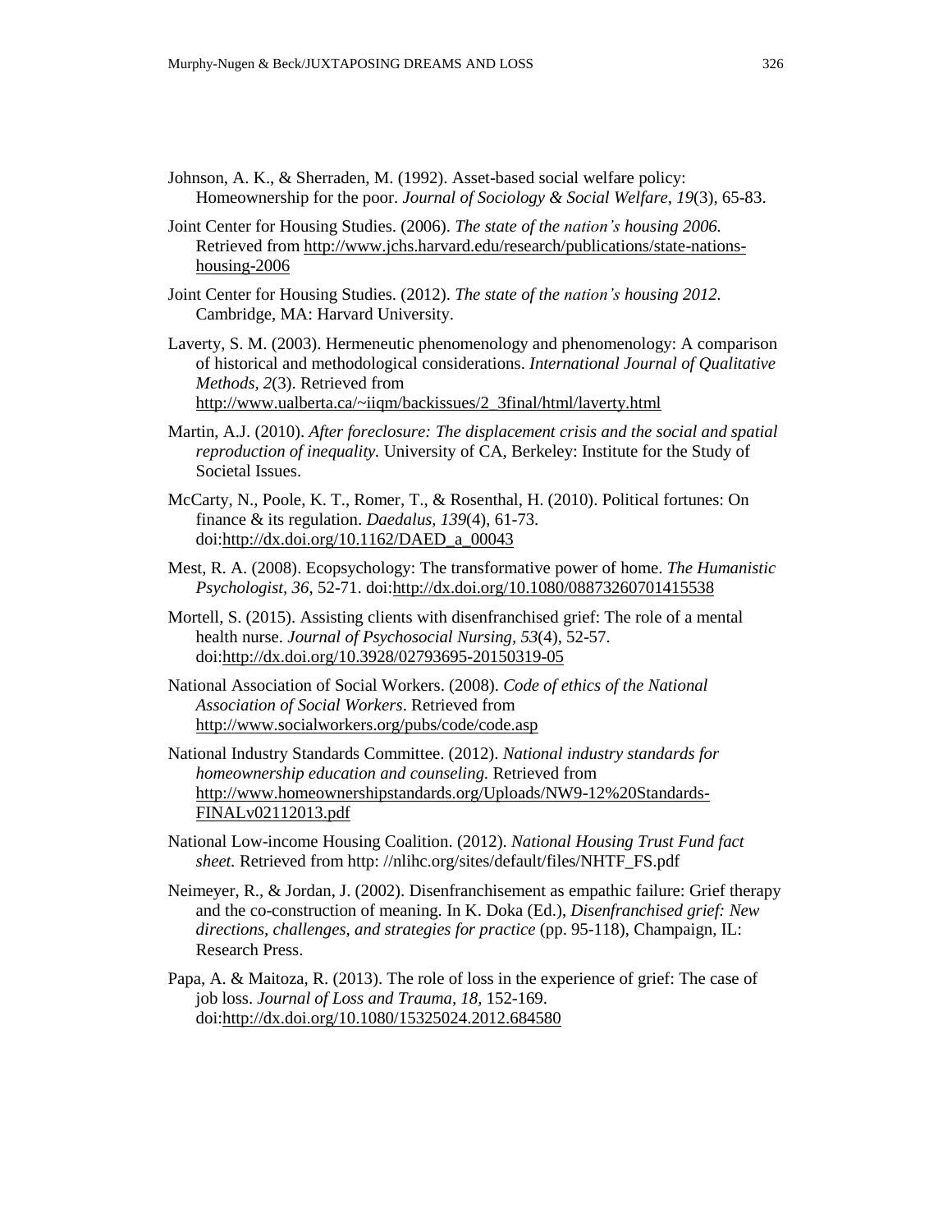Johnson, A. K., & Sherraden, M. (1992). Asset-based social welfare policy: Homeownership for the poor. *Journal of Sociology & Social Welfare, 19*(3), 65-83.

Joint Center for Housing Studies. (2006). *The state of the nation's housing 2006.* Retrieved from http://www.jchs.harvard.edu/research/publications/state-nations-housing-2006

Joint Center for Housing Studies. (2012). *The state of the nation's housing 2012.* Cambridge, MA: Harvard University.

Laverty, S. M. (2003). Hermeneutic phenomenology and phenomenology: A comparison of historical and methodological considerations. *International Journal of Qualitative Methods, 2*(3). Retrieved from http://www.ualberta.ca/~iiqm/backissues/2_3final/html/laverty.html

Martin, A.J. (2010). *After foreclosure: The displacement crisis and the social and spatial reproduction of inequality.* University of CA, Berkeley: Institute for the Study of Societal Issues.

McCarty, N., Poole, K. T., Romer, T., & Rosenthal, H. (2010). Political fortunes: On finance & its regulation. *Daedalus, 139*(4), 61-73. doi:http://dx.doi.org/10.1162/DAED_a_00043

Mest, R. A. (2008). Ecopsychology: The transformative power of home. *The Humanistic Psychologist, 36,* 52-71. doi:http://dx.doi.org/10.1080/08873260701415538

Mortell, S. (2015). Assisting clients with disenfranchised grief: The role of a mental health nurse. *Journal of Psychosocial Nursing, 53*(4), 52-57. doi:http://dx.doi.org/10.3928/02793695-20150319-05

National Association of Social Workers. (2008). *Code of ethics of the National Association of Social Workers*. Retrieved from http://www.socialworkers.org/pubs/code/code.asp

National Industry Standards Committee. (2012). *National industry standards for homeownership education and counseling.* Retrieved from http://www.homeownershipstandards.org/Uploads/NW9-12%20Standards-FINALv02112013.pdf

National Low-income Housing Coalition. (2012). *National Housing Trust Fund fact sheet.* Retrieved from http: //nlihc.org/sites/default/files/NHTF_FS.pdf

Neimeyer, R., & Jordan, J. (2002). Disenfranchisement as empathic failure: Grief therapy and the co-construction of meaning. In K. Doka (Ed.), *Disenfranchised grief: New directions, challenges, and strategies for practice* (pp. 95-118), Champaign, IL: Research Press.

Papa, A. & Maitoza, R. (2013). The role of loss in the experience of grief: The case of job loss. *Journal of Loss and Trauma, 18,* 152-169. doi:http://dx.doi.org/10.1080/15325024.2012.684580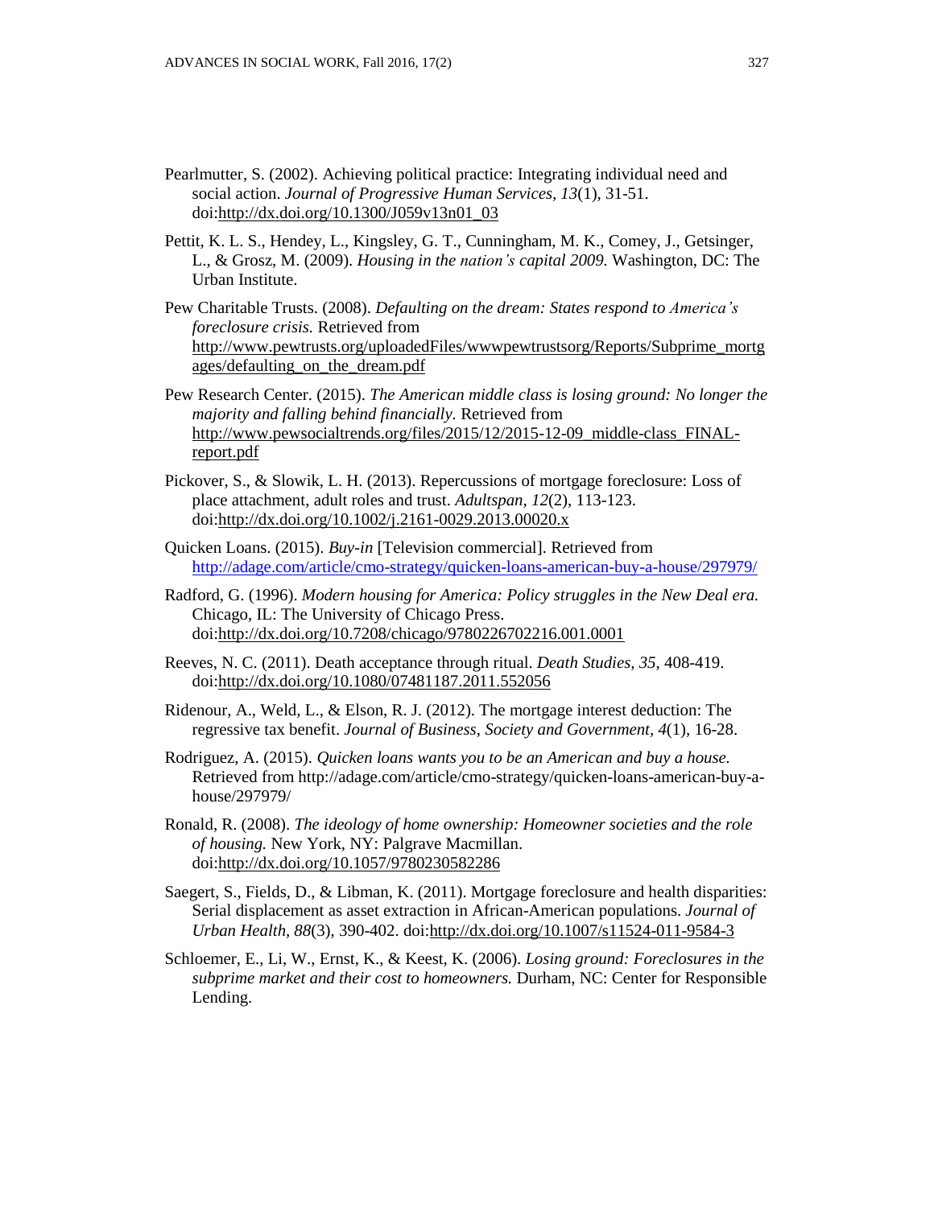Pearlmutter, S. (2002). Achieving political practice: Integrating individual need and social action. *Journal of Progressive Human Services, 13*(1), 31-51. doi:http://dx.doi.org/10.1300/J059v13n01_03

Pettit, K. L. S., Hendey, L., Kingsley, G. T., Cunningham, M. K., Comey, J., Getsinger, L., & Grosz, M. (2009). *Housing in the nation's capital 2009.* Washington, DC: The Urban Institute.

Pew Charitable Trusts. (2008). *Defaulting on the dream: States respond to America's foreclosure crisis.* Retrieved from http://www.pewtrusts.org/uploadedFiles/wwwpewtrustsorg/Reports/Subprime_mortgages/defaulting_on_the_dream.pdf

Pew Research Center. (2015). *The American middle class is losing ground: No longer the majority and falling behind financially.* Retrieved from http://www.pewsocialtrends.org/files/2015/12/2015-12-09_middle-class_FINAL-report.pdf

Pickover, S., & Slowik, L. H. (2013). Repercussions of mortgage foreclosure: Loss of place attachment, adult roles and trust. *Adultspan, 12*(2), 113-123. doi:http://dx.doi.org/10.1002/j.2161-0029.2013.00020.x

Quicken Loans. (2015). *Buy-in* [Television commercial]. Retrieved from http://adage.com/article/cmo-strategy/quicken-loans-american-buy-a-house/297979/

Radford, G. (1996). *Modern housing for America: Policy struggles in the New Deal era.* Chicago, IL: The University of Chicago Press. doi:http://dx.doi.org/10.7208/chicago/9780226702216.001.0001

Reeves, N. C. (2011). Death acceptance through ritual. *Death Studies, 35*, 408-419. doi:http://dx.doi.org/10.1080/07481187.2011.552056

Ridenour, A., Weld, L., & Elson, R. J. (2012). The mortgage interest deduction: The regressive tax benefit. *Journal of Business, Society and Government, 4*(1), 16-28.

Rodriguez, A. (2015). *Quicken loans wants you to be an American and buy a house.* Retrieved from http://adage.com/article/cmo-strategy/quicken-loans-american-buy-a-house/297979/

Ronald, R. (2008). *The ideology of home ownership: Homeowner societies and the role of housing.* New York, NY: Palgrave Macmillan. doi:http://dx.doi.org/10.1057/9780230582286

Saegert, S., Fields, D., & Libman, K. (2011). Mortgage foreclosure and health disparities: Serial displacement as asset extraction in African-American populations. *Journal of Urban Health, 88*(3), 390-402. doi:http://dx.doi.org/10.1007/s11524-011-9584-3

Schloemer, E., Li, W., Ernst, K., & Keest, K. (2006). *Losing ground: Foreclosures in the subprime market and their cost to homeowners.* Durham, NC: Center for Responsible Lending.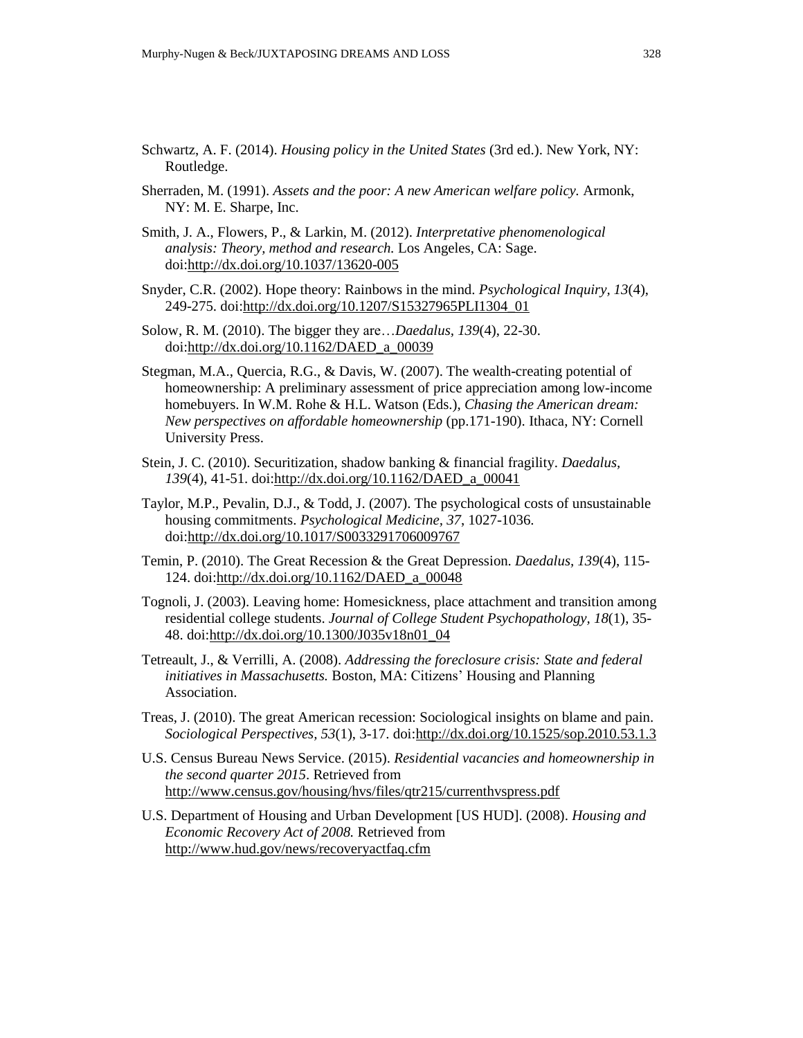Schwartz, A. F. (2014). *Housing policy in the United States* (3rd ed.). New York, NY: Routledge.

Sherraden, M. (1991). *Assets and the poor: A new American welfare policy.* Armonk, NY: M. E. Sharpe, Inc.

Smith, J. A., Flowers, P., & Larkin, M. (2012). *Interpretative phenomenological analysis: Theory, method and research.* Los Angeles, CA: Sage. doi:http://dx.doi.org/10.1037/13620-005

Snyder, C.R. (2002). Hope theory: Rainbows in the mind. *Psychological Inquiry, 13*(4), 249-275. doi:http://dx.doi.org/10.1207/S15327965PLI1304_01

Solow, R. M. (2010). The bigger they are…*Daedalus*, *139*(4), 22-30. doi:http://dx.doi.org/10.1162/DAED_a_00039

Stegman, M.A., Quercia, R.G., & Davis, W. (2007). The wealth-creating potential of homeownership: A preliminary assessment of price appreciation among low-income homebuyers. In W.M. Rohe & H.L. Watson (Eds.), *Chasing the American dream: New perspectives on affordable homeownership* (pp.171-190). Ithaca, NY: Cornell University Press.

Stein, J. C. (2010). Securitization, shadow banking & financial fragility. *Daedalus, 139*(4), 41-51. doi:http://dx.doi.org/10.1162/DAED_a_00041

Taylor, M.P., Pevalin, D.J., & Todd, J. (2007). The psychological costs of unsustainable housing commitments. *Psychological Medicine, 37*, 1027-1036. doi:http://dx.doi.org/10.1017/S0033291706009767

Temin, P. (2010). The Great Recession & the Great Depression. *Daedalus, 139*(4), 115-124. doi:http://dx.doi.org/10.1162/DAED_a_00048

Tognoli, J. (2003). Leaving home: Homesickness, place attachment and transition among residential college students. *Journal of College Student Psychopathology, 18*(1), 35-48. doi:http://dx.doi.org/10.1300/J035v18n01_04

Tetreault, J., & Verrilli, A. (2008). *Addressing the foreclosure crisis: State and federal initiatives in Massachusetts.* Boston, MA: Citizens' Housing and Planning Association.

Treas, J. (2010). The great American recession: Sociological insights on blame and pain. *Sociological Perspectives, 53*(1), 3-17. doi:http://dx.doi.org/10.1525/sop.2010.53.1.3

U.S. Census Bureau News Service. (2015). *Residential vacancies and homeownership in the second quarter 2015*. Retrieved from http://www.census.gov/housing/hvs/files/qtr215/currenthvspress.pdf

U.S. Department of Housing and Urban Development [US HUD]. (2008). *Housing and Economic Recovery Act of 2008.* Retrieved from http://www.hud.gov/news/recoveryactfaq.cfm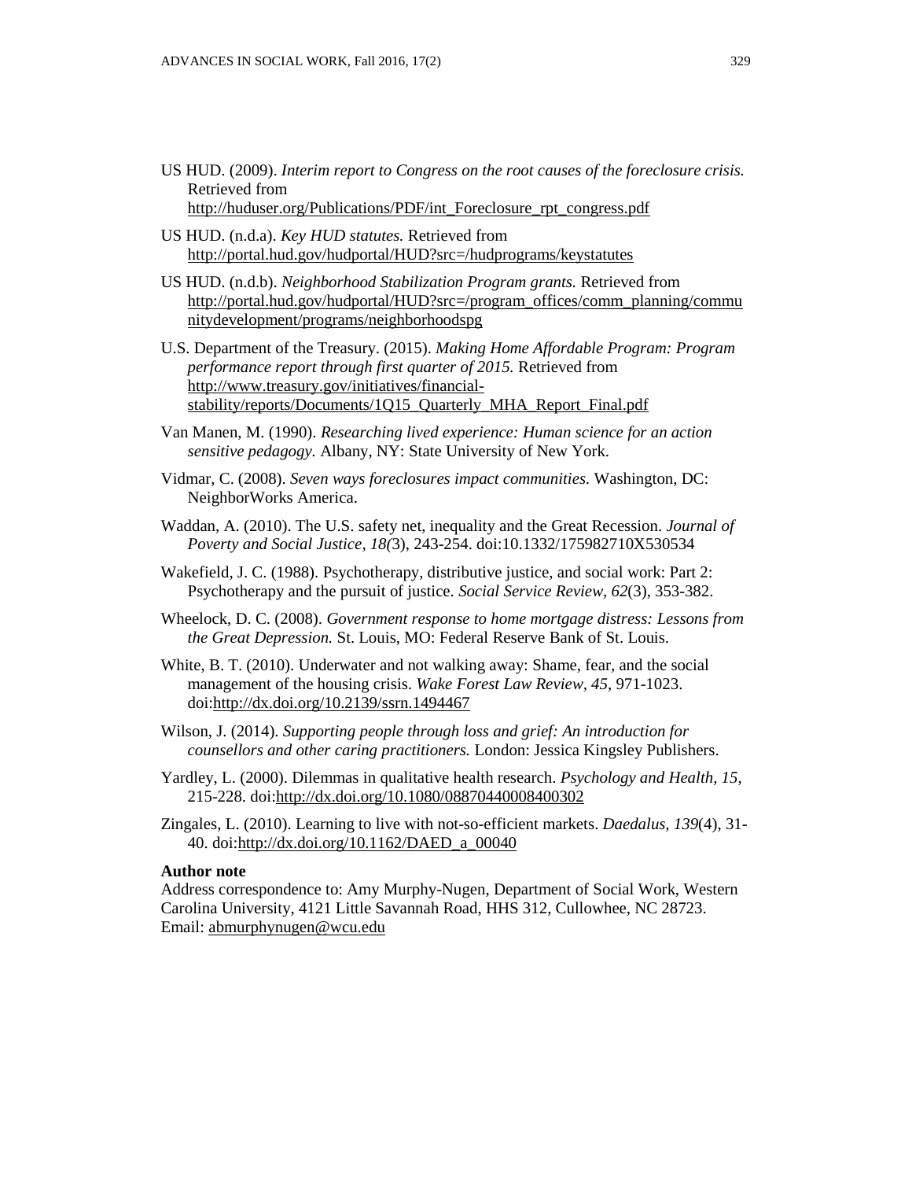US HUD. (2009). *Interim report to Congress on the root causes of the foreclosure crisis.* Retrieved from http://huduser.org/Publications/PDF/int_Foreclosure_rpt_congress.pdf

US HUD. (n.d.a). *Key HUD statutes.* Retrieved from http://portal.hud.gov/hudportal/HUD?src=/hudprograms/keystatutes

US HUD. (n.d.b). *Neighborhood Stabilization Program grants.* Retrieved from http://portal.hud.gov/hudportal/HUD?src=/program_offices/comm_planning/communitydevelopment/programs/neighborhoodspg

U.S. Department of the Treasury. (2015). *Making Home Affordable Program: Program performance report through first quarter of 2015.* Retrieved from http://www.treasury.gov/initiatives/financial-stability/reports/Documents/1Q15_Quarterly_MHA_Report_Final.pdf

Van Manen, M. (1990). *Researching lived experience: Human science for an action sensitive pedagogy.* Albany, NY: State University of New York.

Vidmar, C. (2008). *Seven ways foreclosures impact communities.* Washington, DC: NeighborWorks America.

Waddan, A. (2010). The U.S. safety net, inequality and the Great Recession. *Journal of Poverty and Social Justice, 18(*3), 243-254. doi:10.1332/175982710X530534

Wakefield, J. C. (1988). Psychotherapy, distributive justice, and social work: Part 2: Psychotherapy and the pursuit of justice. *Social Service Review, 62*(3), 353-382.

Wheelock, D. C. (2008). *Government response to home mortgage distress: Lessons from the Great Depression.* St. Louis, MO: Federal Reserve Bank of St. Louis.

White, B. T. (2010). Underwater and not walking away: Shame, fear, and the social management of the housing crisis. *Wake Forest Law Review, 45*, 971-1023. doi:http://dx.doi.org/10.2139/ssrn.1494467

Wilson, J. (2014). *Supporting people through loss and grief: An introduction for counsellors and other caring practitioners.* London: Jessica Kingsley Publishers.

Yardley, L. (2000). Dilemmas in qualitative health research. *Psychology and Health, 15*, 215-228. doi:http://dx.doi.org/10.1080/08870440008400302

Zingales, L. (2010). Learning to live with not-so-efficient markets. *Daedalus, 139*(4), 31-40. doi:http://dx.doi.org/10.1162/DAED_a_00040

**Author note**

Address correspondence to: Amy Murphy-Nugen, Department of Social Work, Western Carolina University, 4121 Little Savannah Road, HHS 312, Cullowhee, NC 28723. Email: abmurphynugen@wcu.edu